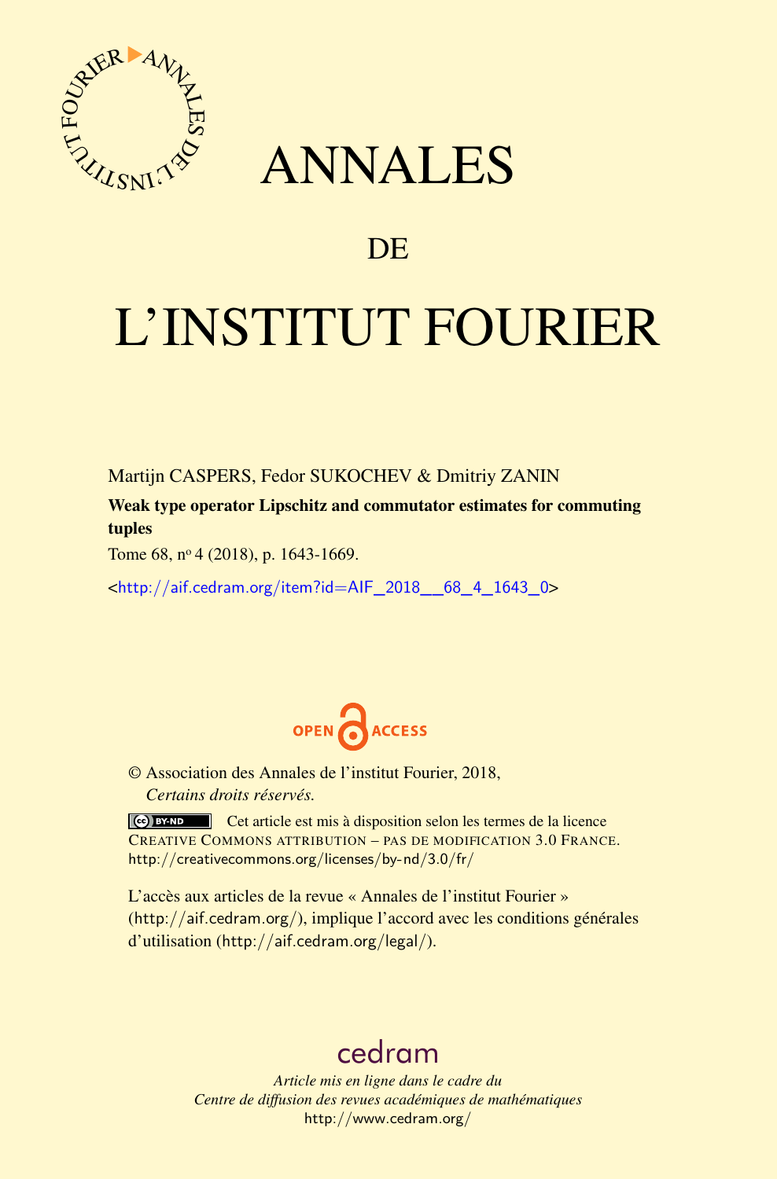# ANNALES

## DE

# L'INSTITUT FOURIER

Martijn CASPERS, Fedor SUKOCHEV & Dmitriy ZANIN

**Weak type operator Lipschitz and commutator estimates for commuting tuples**

Tome 68, nº 4 (2018), p. 1643-1669.

<http://aif.cedram.org/item?id=AIF_2018__68_4_1643_0>

OPEN ACCESS

© Association des Annales de l'institut Fourier, 2018,
*Certains droits réservés.*

Cet article est mis à disposition selon les termes de la licence CREATIVE COMMONS ATTRIBUTION – PAS DE MODIFICATION 3.0 FRANCE.
http://creativecommons.org/licenses/by-nd/3.0/fr/

L'accès aux articles de la revue « Annales de l'institut Fourier » (http://aif.cedram.org/), implique l'accord avec les conditions générales d'utilisation (http://aif.cedram.org/legal/).

cedram

*Article mis en ligne dans le cadre du*
*Centre de diffusion des revues académiques de mathématiques*
http://www.cedram.org/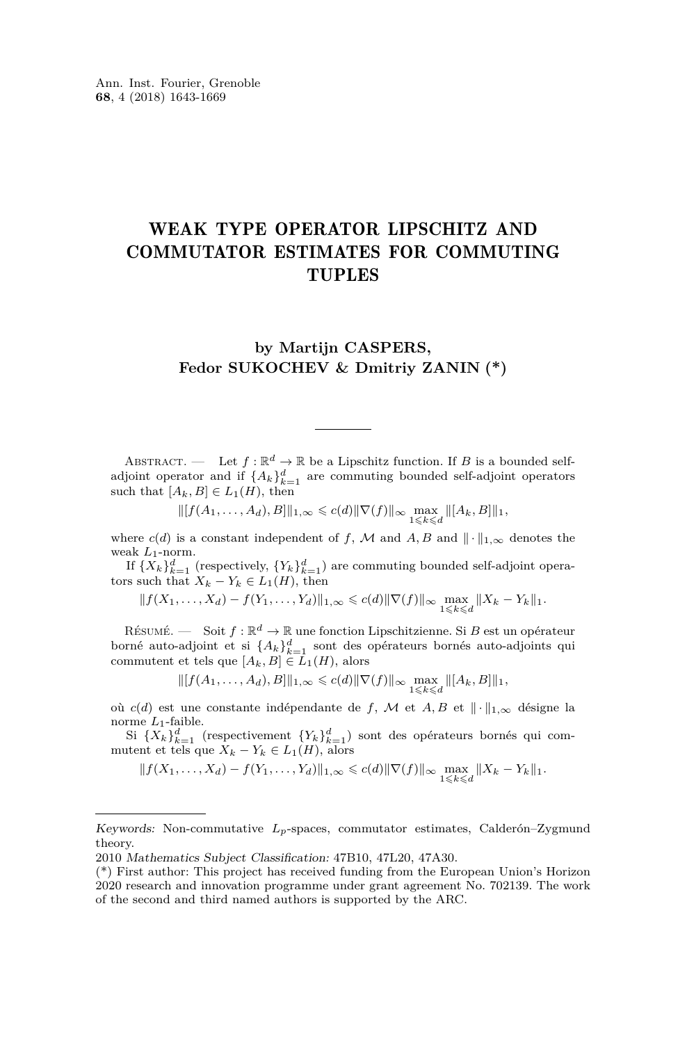Ann. Inst. Fourier, Grenoble
**68**, 4 (2018) 1643-1669

# WEAK TYPE OPERATOR LIPSCHITZ AND COMMUTATOR ESTIMATES FOR COMMUTING TUPLES

**by Martijn CASPERS, Fedor SUKOCHEV & Dmitriy ZANIN (*)**

Abstract. — Let $f:\mathbb{R}^d\to\mathbb{R}$ be a Lipschitz function. If $B$ is a bounded self-adjoint operator and if $\{A_k\}_{k=1}^d$ are commuting bounded self-adjoint operators such that $[A_k,B]\in L_1(H)$, then

$$\|[f(A_1,\dots,A_d),B]\|_{1,\infty}\leqslant c(d)\|\nabla(f)\|_\infty\max_{1\leqslant k\leqslant d}\|[A_k,B]\|_1,$$

where $c(d)$ is a constant independent of $f$, $\mathcal{M}$ and $A,B$ and $\|\cdot\|_{1,\infty}$ denotes the weak $L_1$-norm.

If $\{X_k\}_{k=1}^d$ (respectively, $\{Y_k\}_{k=1}^d$) are commuting bounded self-adjoint operators such that $X_k-Y_k\in L_1(H)$, then

$$\|f(X_1,\dots,X_d)-f(Y_1,\dots,Y_d)\|_{1,\infty}\leqslant c(d)\|\nabla(f)\|_\infty\max_{1\leqslant k\leqslant d}\|X_k-Y_k\|_1.$$

Résumé. — Soit $f:\mathbb{R}^d\to\mathbb{R}$ une fonction Lipschitzienne. Si $B$ est un opérateur borné auto-adjoint et si $\{A_k\}_{k=1}^d$ sont des opérateurs bornés auto-adjoints qui commutent et tels que $[A_k,B]\in L_1(H)$, alors

$$\|[f(A_1,\dots,A_d),B]\|_{1,\infty}\leqslant c(d)\|\nabla(f)\|_\infty\max_{1\leqslant k\leqslant d}\|[A_k,B]\|_1,$$

où $c(d)$ est une constante indépendante de $f$, $\mathcal{M}$ et $A,B$ et $\|\cdot\|_{1,\infty}$ désigne la norme $L_1$-faible.

Si $\{X_k\}_{k=1}^d$ (respectivement $\{Y_k\}_{k=1}^d$) sont des opérateurs bornés qui commutent et tels que $X_k-Y_k\in L_1(H)$, alors

$$\|f(X_1,\dots,X_d)-f(Y_1,\dots,Y_d)\|_{1,\infty}\leqslant c(d)\|\nabla(f)\|_\infty\max_{1\leqslant k\leqslant d}\|X_k-Y_k\|_1.$$

---

*Keywords:* Non-commutative $L_p$-spaces, commutator estimates, Calderón–Zygmund theory.

2010 *Mathematics Subject Classification:* 47B10, 47L20, 47A30.

(*) First author: This project has received funding from the European Union's Horizon 2020 research and innovation programme under grant agreement No. 702139. The work of the second and third named authors is supported by the ARC.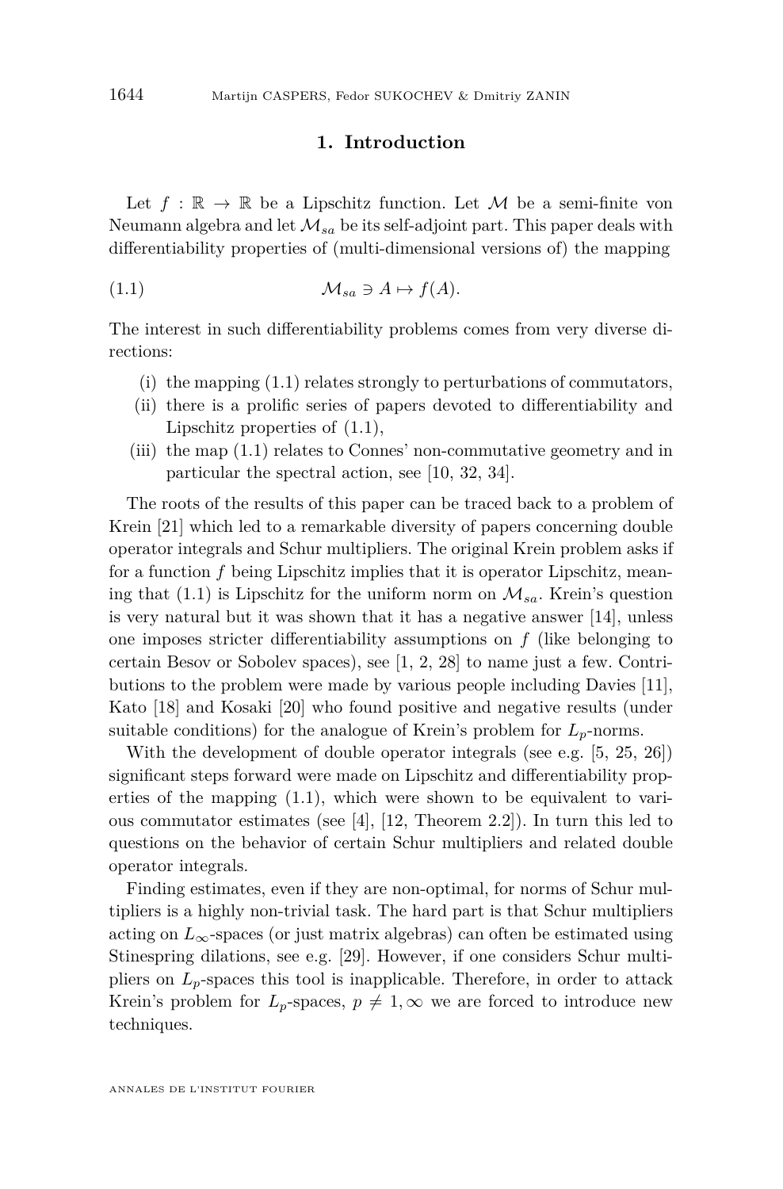## 1. Introduction

Let $f : \mathbb{R} \to \mathbb{R}$ be a Lipschitz function. Let $\mathcal{M}$ be a semi-finite von Neumann algebra and let $\mathcal{M}_{sa}$ be its self-adjoint part. This paper deals with differentiability properties of (multi-dimensional versions of) the mapping

$$\mathcal{M}_{sa} \ni A \mapsto f(A). \tag{1.1}$$

The interest in such differentiability problems comes from very diverse directions:

(i) the mapping (1.1) relates strongly to perturbations of commutators,

(ii) there is a prolific series of papers devoted to differentiability and Lipschitz properties of (1.1),

(iii) the map (1.1) relates to Connes' non-commutative geometry and in particular the spectral action, see [10, 32, 34].

The roots of the results of this paper can be traced back to a problem of Krein [21] which led to a remarkable diversity of papers concerning double operator integrals and Schur multipliers. The original Krein problem asks if for a function $f$ being Lipschitz implies that it is operator Lipschitz, meaning that (1.1) is Lipschitz for the uniform norm on $\mathcal{M}_{sa}$. Krein's question is very natural but it was shown that it has a negative answer [14], unless one imposes stricter differentiability assumptions on $f$ (like belonging to certain Besov or Sobolev spaces), see [1, 2, 28] to name just a few. Contributions to the problem were made by various people including Davies [11], Kato [18] and Kosaki [20] who found positive and negative results (under suitable conditions) for the analogue of Krein's problem for $L_p$-norms.

With the development of double operator integrals (see e.g. [5, 25, 26]) significant steps forward were made on Lipschitz and differentiability properties of the mapping (1.1), which were shown to be equivalent to various commutator estimates (see [4], [12, Theorem 2.2]). In turn this led to questions on the behavior of certain Schur multipliers and related double operator integrals.

Finding estimates, even if they are non-optimal, for norms of Schur multipliers is a highly non-trivial task. The hard part is that Schur multipliers acting on $L_\infty$-spaces (or just matrix algebras) can often be estimated using Stinespring dilations, see e.g. [29]. However, if one considers Schur multipliers on $L_p$-spaces this tool is inapplicable. Therefore, in order to attack Krein's problem for $L_p$-spaces, $p \neq 1, \infty$ we are forced to introduce new techniques.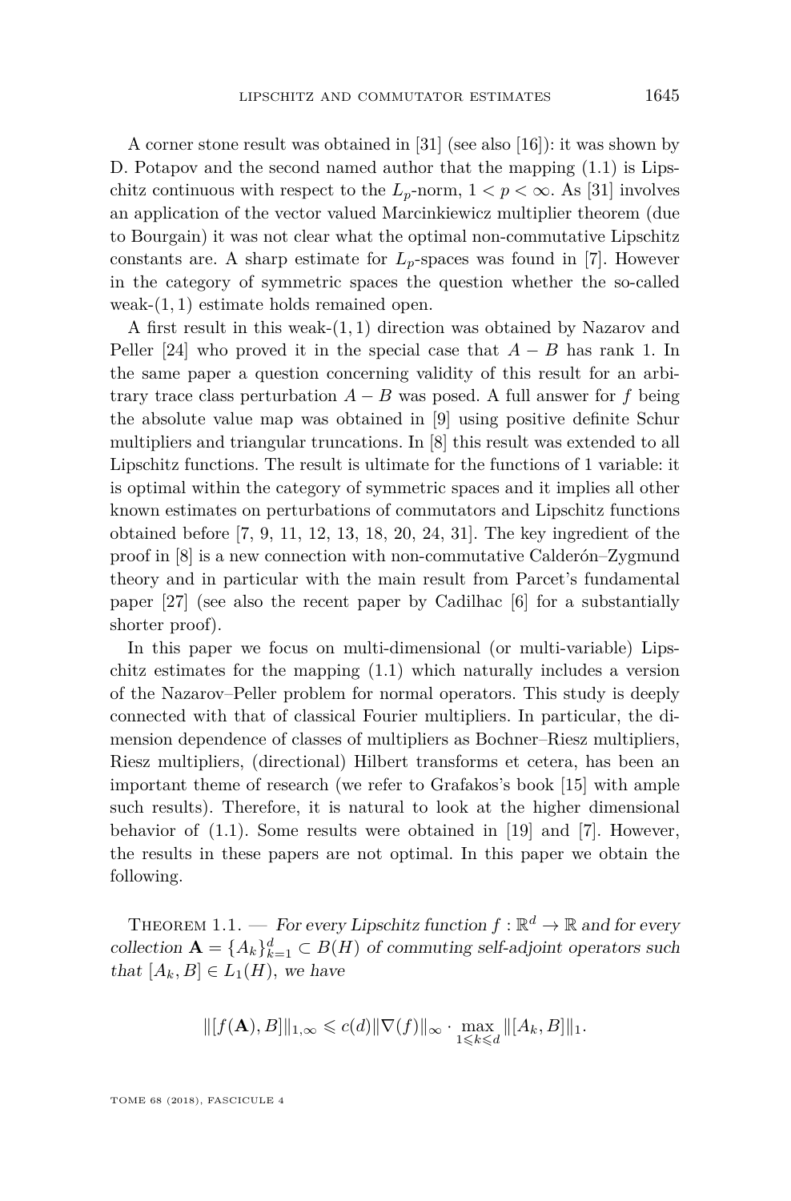A corner stone result was obtained in [31] (see also [16]): it was shown by D. Potapov and the second named author that the mapping (1.1) is Lipschitz continuous with respect to the $L_p$-norm, $1 < p < \infty$. As [31] involves an application of the vector valued Marcinkiewicz multiplier theorem (due to Bourgain) it was not clear what the optimal non-commutative Lipschitz constants are. A sharp estimate for $L_p$-spaces was found in [7]. However in the category of symmetric spaces the question whether the so-called weak-$(1,1)$ estimate holds remained open.

A first result in this weak-$(1,1)$ direction was obtained by Nazarov and Peller [24] who proved it in the special case that $A - B$ has rank 1. In the same paper a question concerning validity of this result for an arbitrary trace class perturbation $A - B$ was posed. A full answer for $f$ being the absolute value map was obtained in [9] using positive definite Schur multipliers and triangular truncations. In [8] this result was extended to all Lipschitz functions. The result is ultimate for the functions of 1 variable: it is optimal within the category of symmetric spaces and it implies all other known estimates on perturbations of commutators and Lipschitz functions obtained before [7, 9, 11, 12, 13, 18, 20, 24, 31]. The key ingredient of the proof in [8] is a new connection with non-commutative Calderón–Zygmund theory and in particular with the main result from Parcet's fundamental paper [27] (see also the recent paper by Cadilhac [6] for a substantially shorter proof).

In this paper we focus on multi-dimensional (or multi-variable) Lipschitz estimates for the mapping (1.1) which naturally includes a version of the Nazarov–Peller problem for normal operators. This study is deeply connected with that of classical Fourier multipliers. In particular, the dimension dependence of classes of multipliers as Bochner–Riesz multipliers, Riesz multipliers, (directional) Hilbert transforms et cetera, has been an important theme of research (we refer to Grafakos's book [15] with ample such results). Therefore, it is natural to look at the higher dimensional behavior of (1.1). Some results were obtained in [19] and [7]. However, the results in these papers are not optimal. In this paper we obtain the following.

**Theorem 1.1.** — *For every Lipschitz function $f : \mathbb{R}^d \to \mathbb{R}$ and for every collection $\mathbf{A} = \{A_k\}_{k=1}^d \subset B(H)$ of commuting self-adjoint operators such that $[A_k, B] \in L_1(H)$, we have*

$$\|[f(\mathbf{A}), B]\|_{1,\infty} \leqslant c(d) \|\nabla(f)\|_\infty \cdot \max_{1 \leqslant k \leqslant d} \|[A_k, B]\|_1.$$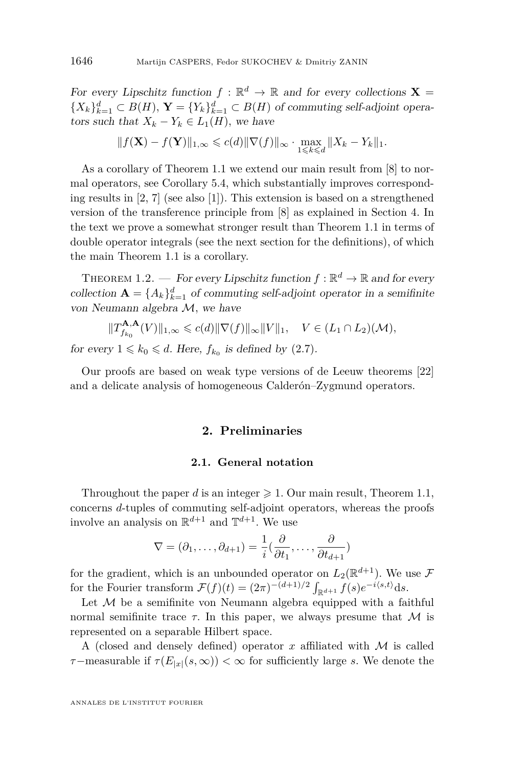*For every Lipschitz function $f:\mathbb{R}^d\to\mathbb{R}$ and for every collections $\mathbf{X}=\{X_k\}_{k=1}^d\subset B(H)$, $\mathbf{Y}=\{Y_k\}_{k=1}^d\subset B(H)$ of commuting self-adjoint operators such that $X_k-Y_k\in L_1(H)$, we have*

$$\|f(\mathbf{X})-f(\mathbf{Y})\|_{1,\infty}\leqslant c(d)\|\nabla(f)\|_\infty\cdot\max_{1\leqslant k\leqslant d}\|X_k-Y_k\|_1.$$

As a corollary of Theorem 1.1 we extend our main result from [8] to normal operators, see Corollary 5.4, which substantially improves corresponding results in [2, 7] (see also [1]). This extension is based on a strengthened version of the transference principle from [8] as explained in Section 4. In the text we prove a somewhat stronger result than Theorem 1.1 in terms of double operator integrals (see the next section for the definitions), of which the main Theorem 1.1 is a corollary.

Theorem 1.2. — *For every Lipschitz function $f:\mathbb{R}^d\to\mathbb{R}$ and for every collection $\mathbf{A}=\{A_k\}_{k=1}^d$ of commuting self-adjoint operator in a semifinite von Neumann algebra $\mathcal{M}$, we have*

$$\|T^{\mathbf{A},\mathbf{A}}_{f_{k_0}}(V)\|_{1,\infty}\leqslant c(d)\|\nabla(f)\|_\infty\|V\|_1,\quad V\in(L_1\cap L_2)(\mathcal{M}),$$

*for every $1\leqslant k_0\leqslant d$. Here, $f_{k_0}$ is defined by (2.7).*

Our proofs are based on weak type versions of de Leeuw theorems [22] and a delicate analysis of homogeneous Calderón–Zygmund operators.

## 2. Preliminaries

### 2.1. General notation

Throughout the paper $d$ is an integer $\geqslant 1$. Our main result, Theorem 1.1, concerns $d$-tuples of commuting self-adjoint operators, whereas the proofs involve an analysis on $\mathbb{R}^{d+1}$ and $\mathbb{T}^{d+1}$. We use

$$\nabla=(\partial_1,\ldots,\partial_{d+1})=\frac{1}{i}\Big(\frac{\partial}{\partial t_1},\ldots,\frac{\partial}{\partial t_{d+1}}\Big)$$

for the gradient, which is an unbounded operator on $L_2(\mathbb{R}^{d+1})$. We use $\mathcal{F}$ for the Fourier transform $\mathcal{F}(f)(t)=(2\pi)^{-(d+1)/2}\int_{\mathbb{R}^{d+1}}f(s)e^{-i\langle s,t\rangle}\mathrm{d}s$.

Let $\mathcal{M}$ be a semifinite von Neumann algebra equipped with a faithful normal semifinite trace $\tau$. In this paper, we always presume that $\mathcal{M}$ is represented on a separable Hilbert space.

A (closed and densely defined) operator $x$ affiliated with $\mathcal{M}$ is called $\tau-$measurable if $\tau(E_{|x|}(s,\infty))<\infty$ for sufficiently large $s$. We denote the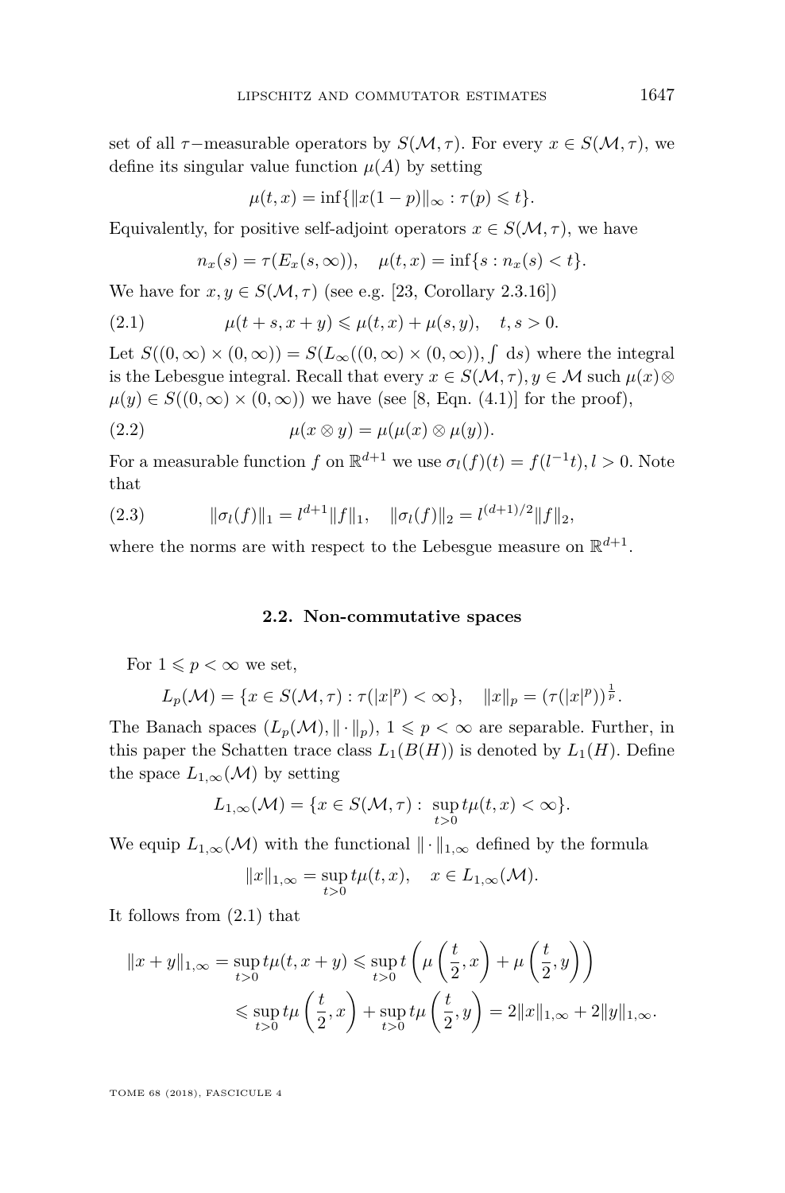set of all $\tau-$measurable operators by $S(\mathcal{M},\tau)$. For every $x\in S(\mathcal{M},\tau)$, we define its singular value function $\mu(A)$ by setting

$$\mu(t,x)=\inf\{\|x(1-p)\|_\infty : \tau(p)\leqslant t\}.$$

Equivalently, for positive self-adjoint operators $x\in S(\mathcal{M},\tau)$, we have

$$n_x(s)=\tau(E_x(s,\infty)),\quad \mu(t,x)=\inf\{s: n_x(s)<t\}.$$

We have for $x,y\in S(\mathcal{M},\tau)$ (see e.g. [23, Corollary 2.3.16])

$$\mu(t+s,x+y)\leqslant \mu(t,x)+\mu(s,y),\quad t,s>0. \tag{2.1}$$

Let $S((0,\infty)\times(0,\infty))=S(L_\infty((0,\infty)\times(0,\infty)),\int\, \mathrm{d}s)$ where the integral is the Lebesgue integral. Recall that every $x\in S(\mathcal{M},\tau), y\in\mathcal{M}$ such $\mu(x)\otimes\mu(y)\in S((0,\infty)\times(0,\infty))$ we have (see [8, Eqn. (4.1)] for the proof),

$$\mu(x\otimes y)=\mu(\mu(x)\otimes\mu(y)). \tag{2.2}$$

For a measurable function $f$ on $\mathbb{R}^{d+1}$ we use $\sigma_l(f)(t)=f(l^{-1}t), l>0$. Note that

$$\|\sigma_l(f)\|_1=l^{d+1}\|f\|_1,\quad \|\sigma_l(f)\|_2=l^{(d+1)/2}\|f\|_2, \tag{2.3}$$

where the norms are with respect to the Lebesgue measure on $\mathbb{R}^{d+1}$.

### 2.2. Non-commutative spaces

For $1\leqslant p<\infty$ we set,

$$L_p(\mathcal{M})=\{x\in S(\mathcal{M},\tau):\tau(|x|^p)<\infty\},\quad \|x\|_p=(\tau(|x|^p))^{\frac{1}{p}}.$$

The Banach spaces $(L_p(\mathcal{M}),\|\cdot\|_p)$, $1\leqslant p<\infty$ are separable. Further, in this paper the Schatten trace class $L_1(B(H))$ is denoted by $L_1(H)$. Define the space $L_{1,\infty}(\mathcal{M})$ by setting

$$L_{1,\infty}(\mathcal{M})=\{x\in S(\mathcal{M},\tau):\ \sup_{t>0} t\mu(t,x)<\infty\}.$$

We equip $L_{1,\infty}(\mathcal{M})$ with the functional $\|\cdot\|_{1,\infty}$ defined by the formula

$$\|x\|_{1,\infty}=\sup_{t>0} t\mu(t,x),\quad x\in L_{1,\infty}(\mathcal{M}).$$

It follows from (2.1) that

$$\begin{aligned}\|x+y\|_{1,\infty}&=\sup_{t>0} t\mu(t,x+y)\leqslant \sup_{t>0} t\left(\mu\left(\frac{t}{2},x\right)+\mu\left(\frac{t}{2},y\right)\right)\\ &\leqslant \sup_{t>0} t\mu\left(\frac{t}{2},x\right)+\sup_{t>0} t\mu\left(\frac{t}{2},y\right)=2\|x\|_{1,\infty}+2\|y\|_{1,\infty}.\end{aligned}$$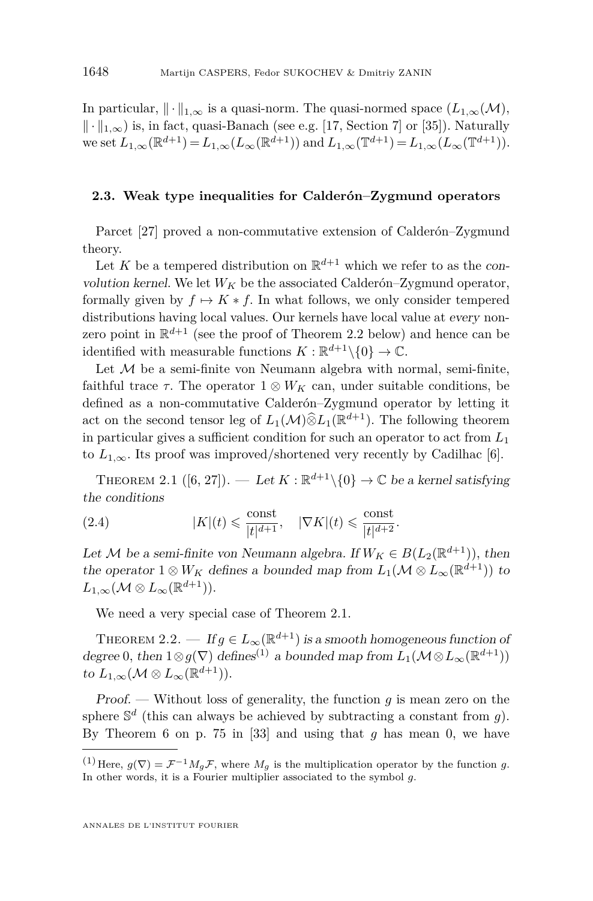In particular, $\|\cdot\|_{1,\infty}$ is a quasi-norm. The quasi-normed space $(L_{1,\infty}(\mathcal{M}), \|\cdot\|_{1,\infty})$ is, in fact, quasi-Banach (see e.g. [17, Section 7] or [35]). Naturally we set $L_{1,\infty}(\mathbb{R}^{d+1}) = L_{1,\infty}(L_\infty(\mathbb{R}^{d+1}))$ and $L_{1,\infty}(\mathbb{T}^{d+1}) = L_{1,\infty}(L_\infty(\mathbb{T}^{d+1}))$.

### 2.3. Weak type inequalities for Calderón–Zygmund operators

Parcet [27] proved a non-commutative extension of Calderón–Zygmund theory.

Let $K$ be a tempered distribution on $\mathbb{R}^{d+1}$ which we refer to as the *convolution kernel*. We let $W_K$ be the associated Calderón–Zygmund operator, formally given by $f \mapsto K * f$. In what follows, we only consider tempered distributions having local values. Our kernels have local value at *every* non-zero point in $\mathbb{R}^{d+1}$ (see the proof of Theorem 2.2 below) and hence can be identified with measurable functions $K : \mathbb{R}^{d+1}\backslash\{0\} \to \mathbb{C}$.

Let $\mathcal{M}$ be a semi-finite von Neumann algebra with normal, semi-finite, faithful trace $\tau$. The operator $1 \otimes W_K$ can, under suitable conditions, be defined as a non-commutative Calderón–Zygmund operator by letting it act on the second tensor leg of $L_1(\mathcal{M})\widehat{\otimes}L_1(\mathbb{R}^{d+1})$. The following theorem in particular gives a sufficient condition for such an operator to act from $L_1$ to $L_{1,\infty}$. Its proof was improved/shortened very recently by Cadilhac [6].

Theorem 2.1 ([6, 27]). — *Let $K : \mathbb{R}^{d+1}\backslash\{0\} \to \mathbb{C}$ be a kernel satisfying the conditions*

$$|K|(t) \leqslant \frac{\text{const}}{|t|^{d+1}}, \quad |\nabla K|(t) \leqslant \frac{\text{const}}{|t|^{d+2}}. \tag{2.4}$$

*Let $\mathcal{M}$ be a semi-finite von Neumann algebra. If $W_K \in B(L_2(\mathbb{R}^{d+1}))$, then the operator $1 \otimes W_K$ defines a bounded map from $L_1(\mathcal{M} \otimes L_\infty(\mathbb{R}^{d+1}))$ to $L_{1,\infty}(\mathcal{M} \otimes L_\infty(\mathbb{R}^{d+1}))$.*

We need a very special case of Theorem 2.1.

Theorem 2.2. — *If $g \in L_\infty(\mathbb{R}^{d+1})$ is a smooth homogeneous function of degree 0, then $1 \otimes g(\nabla)$ defines*[1] *a bounded map from $L_1(\mathcal{M} \otimes L_\infty(\mathbb{R}^{d+1}))$ to $L_{1,\infty}(\mathcal{M} \otimes L_\infty(\mathbb{R}^{d+1}))$.*

*Proof.* — Without loss of generality, the function $g$ is mean zero on the sphere $\mathbb{S}^d$ (this can always be achieved by subtracting a constant from $g$). By Theorem 6 on p. 75 in [33] and using that $g$ has mean 0, we have

[1] Here, $g(\nabla) = \mathcal{F}^{-1} M_g \mathcal{F}$, where $M_g$ is the multiplication operator by the function $g$. In other words, it is a Fourier multiplier associated to the symbol $g$.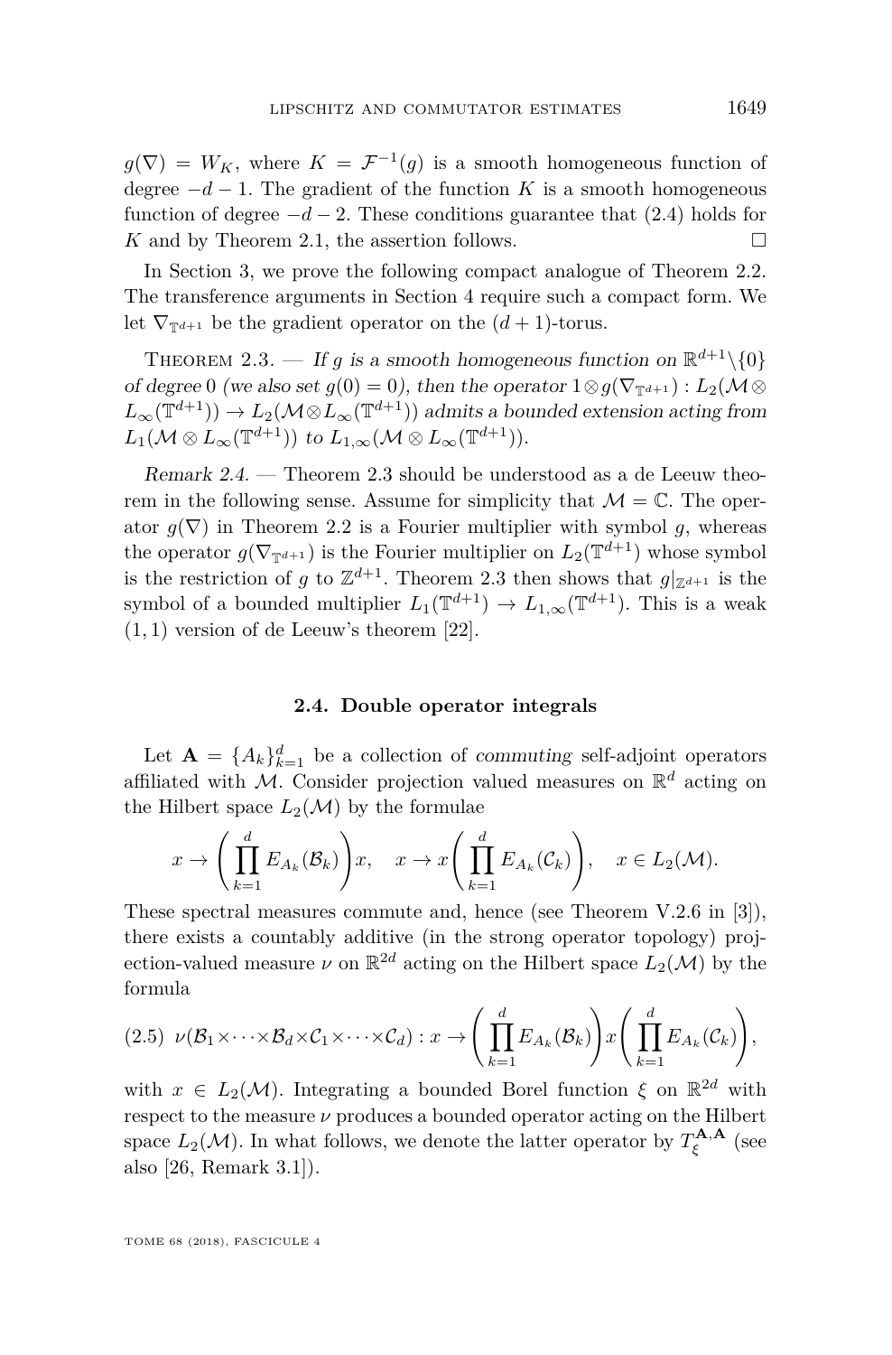$g(\nabla) = W_K$, where $K = \mathcal{F}^{-1}(g)$ is a smooth homogeneous function of degree $-d-1$. The gradient of the function $K$ is a smooth homogeneous function of degree $-d-2$. These conditions guarantee that (2.4) holds for $K$ and by Theorem 2.1, the assertion follows. □

In Section 3, we prove the following compact analogue of Theorem 2.2. The transference arguments in Section 4 require such a compact form. We let $\nabla_{\mathbb{T}^{d+1}}$ be the gradient operator on the $(d+1)$-torus.

Theorem 2.3. — *If $g$ is a smooth homogeneous function on $\mathbb{R}^{d+1}\backslash\{0\}$ of degree $0$ (we also set $g(0)=0$), then the operator $1\otimes g(\nabla_{\mathbb{T}^{d+1}}) : L_2(\mathcal{M}\otimes L_\infty(\mathbb{T}^{d+1})) \to L_2(\mathcal{M}\otimes L_\infty(\mathbb{T}^{d+1}))$ admits a bounded extension acting from $L_1(\mathcal{M}\otimes L_\infty(\mathbb{T}^{d+1}))$ to $L_{1,\infty}(\mathcal{M}\otimes L_\infty(\mathbb{T}^{d+1}))$.*

*Remark 2.4.* — Theorem 2.3 should be understood as a de Leeuw theorem in the following sense. Assume for simplicity that $\mathcal{M} = \mathbb{C}$. The operator $g(\nabla)$ in Theorem 2.2 is a Fourier multiplier with symbol $g$, whereas the operator $g(\nabla_{\mathbb{T}^{d+1}})$ is the Fourier multiplier on $L_2(\mathbb{T}^{d+1})$ whose symbol is the restriction of $g$ to $\mathbb{Z}^{d+1}$. Theorem 2.3 then shows that $g|_{\mathbb{Z}^{d+1}}$ is the symbol of a bounded multiplier $L_1(\mathbb{T}^{d+1}) \to L_{1,\infty}(\mathbb{T}^{d+1})$. This is a weak $(1,1)$ version of de Leeuw's theorem [22].

### 2.4. Double operator integrals

Let $\mathbf{A} = \{A_k\}_{k=1}^d$ be a collection of *commuting* self-adjoint operators affiliated with $\mathcal{M}$. Consider projection valued measures on $\mathbb{R}^d$ acting on the Hilbert space $L_2(\mathcal{M})$ by the formulae

$$x \to \left(\prod_{k=1}^d E_{A_k}(\mathcal{B}_k)\right)x, \quad x \to x\left(\prod_{k=1}^d E_{A_k}(\mathcal{C}_k)\right), \quad x \in L_2(\mathcal{M}).$$

These spectral measures commute and, hence (see Theorem V.2.6 in [3]), there exists a countably additive (in the strong operator topology) projection-valued measure $\nu$ on $\mathbb{R}^{2d}$ acting on the Hilbert space $L_2(\mathcal{M})$ by the formula

$$\nu(\mathcal{B}_1\times\cdots\times\mathcal{B}_d\times\mathcal{C}_1\times\cdots\times\mathcal{C}_d) : x \to \left(\prod_{k=1}^d E_{A_k}(\mathcal{B}_k)\right)x\left(\prod_{k=1}^d E_{A_k}(\mathcal{C}_k)\right), \tag{2.5}$$

with $x \in L_2(\mathcal{M})$. Integrating a bounded Borel function $\xi$ on $\mathbb{R}^{2d}$ with respect to the measure $\nu$ produces a bounded operator acting on the Hilbert space $L_2(\mathcal{M})$. In what follows, we denote the latter operator by $T_\xi^{\mathbf{A},\mathbf{A}}$ (see also [26, Remark 3.1]).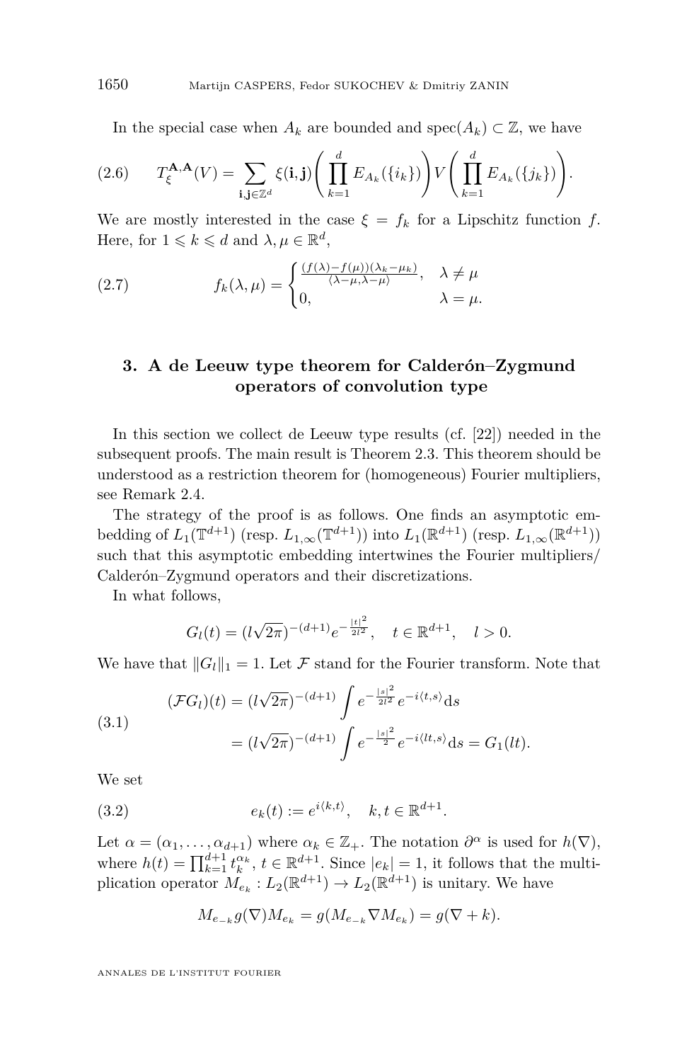In the special case when $A_k$ are bounded and $\mathrm{spec}(A_k) \subset \mathbb{Z}$, we have

$$T_\xi^{\mathbf{A},\mathbf{A}}(V) = \sum_{\mathbf{i},\mathbf{j}\in\mathbb{Z}^d} \xi(\mathbf{i},\mathbf{j}) \Bigg( \prod_{k=1}^d E_{A_k}(\{i_k\}) \Bigg) V \Bigg( \prod_{k=1}^d E_{A_k}(\{j_k\}) \Bigg). \tag{2.6}$$

We are mostly interested in the case $\xi = f_k$ for a Lipschitz function $f$. Here, for $1 \leqslant k \leqslant d$ and $\lambda, \mu \in \mathbb{R}^d$,

$$f_k(\lambda,\mu) = \begin{cases} \frac{(f(\lambda)-f(\mu))(\lambda_k-\mu_k)}{\langle \lambda-\mu, \lambda-\mu\rangle}, & \lambda \neq \mu \\ 0, & \lambda = \mu. \end{cases} \tag{2.7}$$

## 3. A de Leeuw type theorem for Calderón–Zygmund operators of convolution type

In this section we collect de Leeuw type results (cf. [22]) needed in the subsequent proofs. The main result is Theorem 2.3. This theorem should be understood as a restriction theorem for (homogeneous) Fourier multipliers, see Remark 2.4.

The strategy of the proof is as follows. One finds an asymptotic embedding of $L_1(\mathbb{T}^{d+1})$ (resp. $L_{1,\infty}(\mathbb{T}^{d+1})$) into $L_1(\mathbb{R}^{d+1})$ (resp. $L_{1,\infty}(\mathbb{R}^{d+1})$) such that this asymptotic embedding intertwines the Fourier multipliers/ Calderón–Zygmund operators and their discretizations.

In what follows,

$$G_l(t) = (l\sqrt{2\pi})^{-(d+1)} e^{-\frac{|t|^2}{2l^2}}, \quad t \in \mathbb{R}^{d+1}, \quad l > 0.$$

We have that $\|G_l\|_1 = 1$. Let $\mathcal{F}$ stand for the Fourier transform. Note that

$$\begin{aligned} (\mathcal{F}G_l)(t) &= (l\sqrt{2\pi})^{-(d+1)} \int e^{-\frac{|s|^2}{2l^2}} e^{-i\langle t,s\rangle} \mathrm{d}s \\ &= (l\sqrt{2\pi})^{-(d+1)} \int e^{-\frac{|s|^2}{2}} e^{-i\langle lt,s\rangle} \mathrm{d}s = G_1(lt). \end{aligned} \tag{3.1}$$

We set

$$e_k(t) := e^{i\langle k,t\rangle}, \quad k,t \in \mathbb{R}^{d+1}. \tag{3.2}$$

Let $\alpha = (\alpha_1, \ldots, \alpha_{d+1})$ where $\alpha_k \in \mathbb{Z}_+$. The notation $\partial^\alpha$ is used for $h(\nabla)$, where $h(t) = \prod_{k=1}^{d+1} t_k^{\alpha_k}$, $t \in \mathbb{R}^{d+1}$. Since $|e_k| = 1$, it follows that the multiplication operator $M_{e_k} : L_2(\mathbb{R}^{d+1}) \to L_2(\mathbb{R}^{d+1})$ is unitary. We have

$$M_{e_{-k}} g(\nabla) M_{e_k} = g(M_{e_{-k}} \nabla M_{e_k}) = g(\nabla + k).$$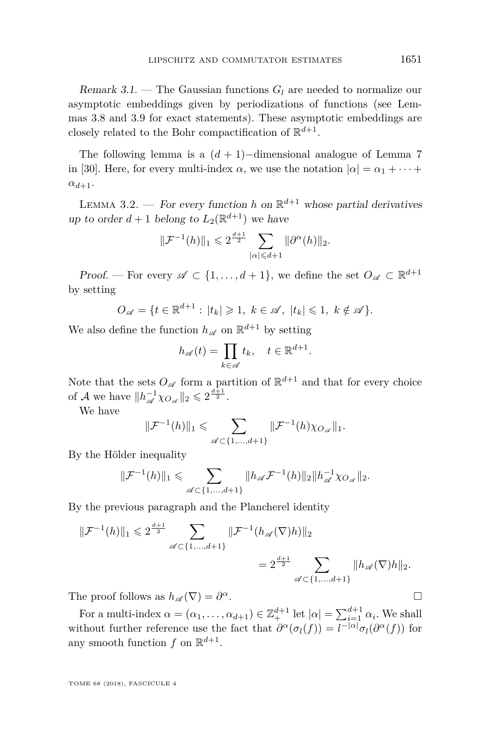*Remark 3.1.* — The Gaussian functions $G_l$ are needed to normalize our asymptotic embeddings given by periodizations of functions (see Lemmas 3.8 and 3.9 for exact statements). These asymptotic embeddings are closely related to the Bohr compactification of $\mathbb{R}^{d+1}$.

The following lemma is a $(d+1)-$dimensional analogue of Lemma 7 in [30]. Here, for every multi-index $\alpha$, we use the notation $|\alpha| = \alpha_1 + \cdots + \alpha_{d+1}$.

Lemma 3.2. — *For every function $h$ on $\mathbb{R}^{d+1}$ whose partial derivatives up to order $d+1$ belong to $L_2(\mathbb{R}^{d+1})$ we have*

$$\|\mathcal{F}^{-1}(h)\|_1 \leqslant 2^{\frac{d+1}{2}} \sum_{|\alpha| \leqslant d+1} \|\partial^\alpha(h)\|_2.$$

*Proof.* — For every $\mathscr{A} \subset \{1, \ldots, d+1\}$, we define the set $O_{\mathscr{A}} \subset \mathbb{R}^{d+1}$ by setting

$$O_{\mathscr{A}} = \{t \in \mathbb{R}^{d+1} : |t_k| \geqslant 1,\ k \in \mathscr{A},\ |t_k| \leqslant 1,\ k \notin \mathscr{A}\}.$$

We also define the function $h_{\mathscr{A}}$ on $\mathbb{R}^{d+1}$ by setting

$$h_{\mathscr{A}}(t) = \prod_{k \in \mathscr{A}} t_k, \quad t \in \mathbb{R}^{d+1}.$$

Note that the sets $O_{\mathscr{A}}$ form a partition of $\mathbb{R}^{d+1}$ and that for every choice of $\mathcal{A}$ we have $\|h_{\mathscr{A}}^{-1}\chi_{O_{\mathscr{A}}}\|_2 \leqslant 2^{\frac{d+1}{2}}$.

We have

$$\|\mathcal{F}^{-1}(h)\|_1 \leqslant \sum_{\mathscr{A} \subset \{1,\ldots,d+1\}} \|\mathcal{F}^{-1}(h)\chi_{O_{\mathscr{A}}}\|_1.$$

By the Hölder inequality

$$\|\mathcal{F}^{-1}(h)\|_1 \leqslant \sum_{\mathscr{A} \subset \{1,\ldots,d+1\}} \|h_{\mathscr{A}}\mathcal{F}^{-1}(h)\|_2 \|h_{\mathscr{A}}^{-1}\chi_{O_{\mathscr{A}}}\|_2.$$

By the previous paragraph and the Plancherel identity

$$\|\mathcal{F}^{-1}(h)\|_1 \leqslant 2^{\frac{d+1}{2}} \sum_{\mathscr{A} \subset \{1,\ldots,d+1\}} \|\mathcal{F}^{-1}(h_{\mathscr{A}}(\nabla)h)\|_2 = 2^{\frac{d+1}{2}} \sum_{\mathscr{A} \subset \{1,\ldots,d+1\}} \|h_{\mathscr{A}}(\nabla)h\|_2.$$

The proof follows as $h_{\mathscr{A}}(\nabla) = \partial^\alpha$. □

For a multi-index $\alpha = (\alpha_1, \ldots, \alpha_{d+1}) \in \mathbb{Z}_+^{d+1}$ let $|\alpha| = \sum_{i=1}^{d+1} \alpha_i$. We shall without further reference use the fact that $\partial^\alpha(\sigma_l(f)) = l^{-|\alpha|}\sigma_l(\partial^\alpha(f))$ for any smooth function $f$ on $\mathbb{R}^{d+1}$.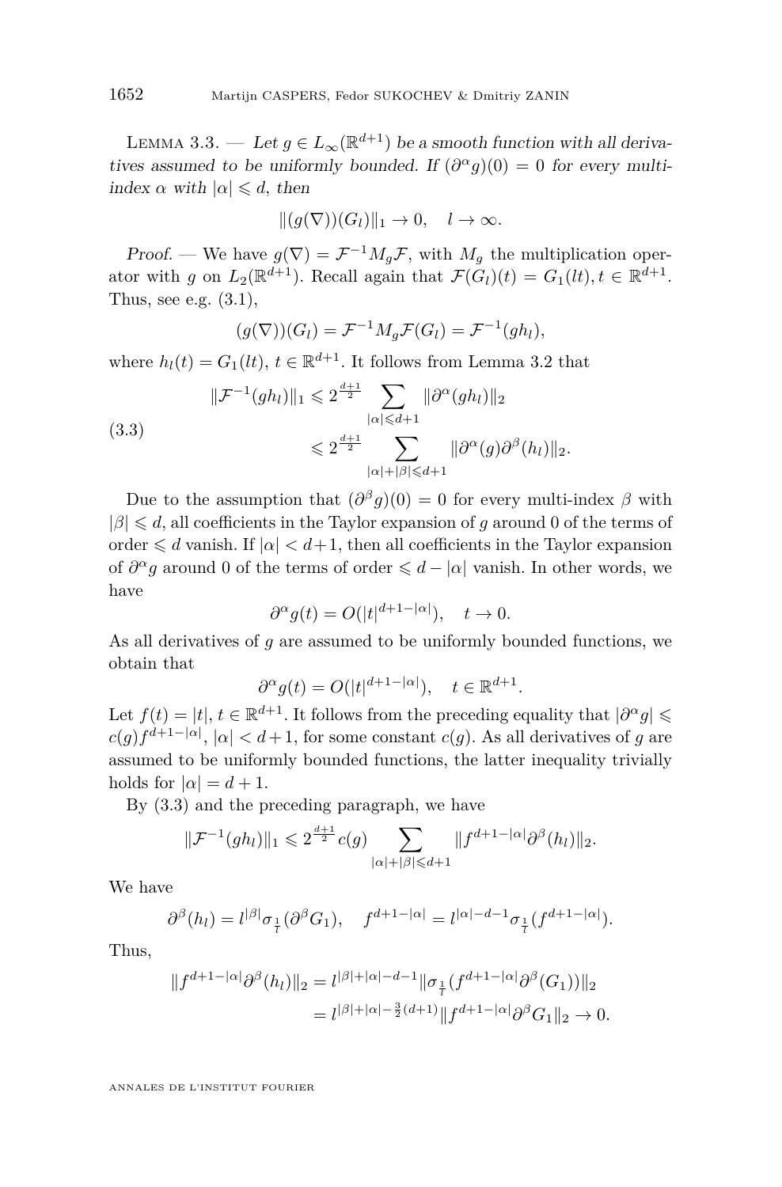Lemma 3.3. — *Let $g \in L_\infty(\mathbb{R}^{d+1})$ be a smooth function with all derivatives assumed to be uniformly bounded. If $(\partial^\alpha g)(0) = 0$ for every multi-index $\alpha$ with $|\alpha| \leqslant d$, then*

$$\|(g(\nabla))(G_l)\|_1 \to 0, \quad l \to \infty.$$

*Proof.* — We have $g(\nabla) = \mathcal{F}^{-1} M_g \mathcal{F}$, with $M_g$ the multiplication operator with $g$ on $L_2(\mathbb{R}^{d+1})$. Recall again that $\mathcal{F}(G_l)(t) = G_1(lt), t \in \mathbb{R}^{d+1}$. Thus, see e.g. (3.1),

$$(g(\nabla))(G_l) = \mathcal{F}^{-1} M_g \mathcal{F}(G_l) = \mathcal{F}^{-1}(gh_l),$$

where $h_l(t) = G_1(lt)$, $t \in \mathbb{R}^{d+1}$. It follows from Lemma 3.2 that

$$\begin{aligned} \|\mathcal{F}^{-1}(gh_l)\|_1 &\leqslant 2^{\frac{d+1}{2}} \sum_{|\alpha| \leqslant d+1} \|\partial^\alpha(gh_l)\|_2 \\ &\leqslant 2^{\frac{d+1}{2}} \sum_{|\alpha|+|\beta| \leqslant d+1} \|\partial^\alpha(g)\partial^\beta(h_l)\|_2. \end{aligned} \tag{3.3}$$

Due to the assumption that $(\partial^\beta g)(0) = 0$ for every multi-index $\beta$ with $|\beta| \leqslant d$, all coefficients in the Taylor expansion of $g$ around 0 of the terms of order $\leqslant d$ vanish. If $|\alpha| < d+1$, then all coefficients in the Taylor expansion of $\partial^\alpha g$ around 0 of the terms of order $\leqslant d - |\alpha|$ vanish. In other words, we have

$$\partial^\alpha g(t) = O(|t|^{d+1-|\alpha|}), \quad t \to 0.$$

As all derivatives of $g$ are assumed to be uniformly bounded functions, we obtain that

$$\partial^\alpha g(t) = O(|t|^{d+1-|\alpha|}), \quad t \in \mathbb{R}^{d+1}.$$

Let $f(t) = |t|$, $t \in \mathbb{R}^{d+1}$. It follows from the preceding equality that $|\partial^\alpha g| \leqslant c(g) f^{d+1-|\alpha|}$, $|\alpha| < d+1$, for some constant $c(g)$. As all derivatives of $g$ are assumed to be uniformly bounded functions, the latter inequality trivially holds for $|\alpha| = d+1$.

By (3.3) and the preceding paragraph, we have

$$\|\mathcal{F}^{-1}(gh_l)\|_1 \leqslant 2^{\frac{d+1}{2}} c(g) \sum_{|\alpha|+|\beta| \leqslant d+1} \|f^{d+1-|\alpha|} \partial^\beta(h_l)\|_2.$$

We have

$$\partial^\beta(h_l) = l^{|\beta|} \sigma_{\frac{1}{l}}(\partial^\beta G_1), \quad f^{d+1-|\alpha|} = l^{|\alpha|-d-1} \sigma_{\frac{1}{l}}(f^{d+1-|\alpha|}).$$

Thus,

$$\begin{aligned} \|f^{d+1-|\alpha|} \partial^\beta(h_l)\|_2 &= l^{|\beta|+|\alpha|-d-1} \|\sigma_{\frac{1}{l}}(f^{d+1-|\alpha|} \partial^\beta(G_1))\|_2 \\ &= l^{|\beta|+|\alpha|-\frac{3}{2}(d+1)} \|f^{d+1-|\alpha|} \partial^\beta G_1\|_2 \to 0. \end{aligned}$$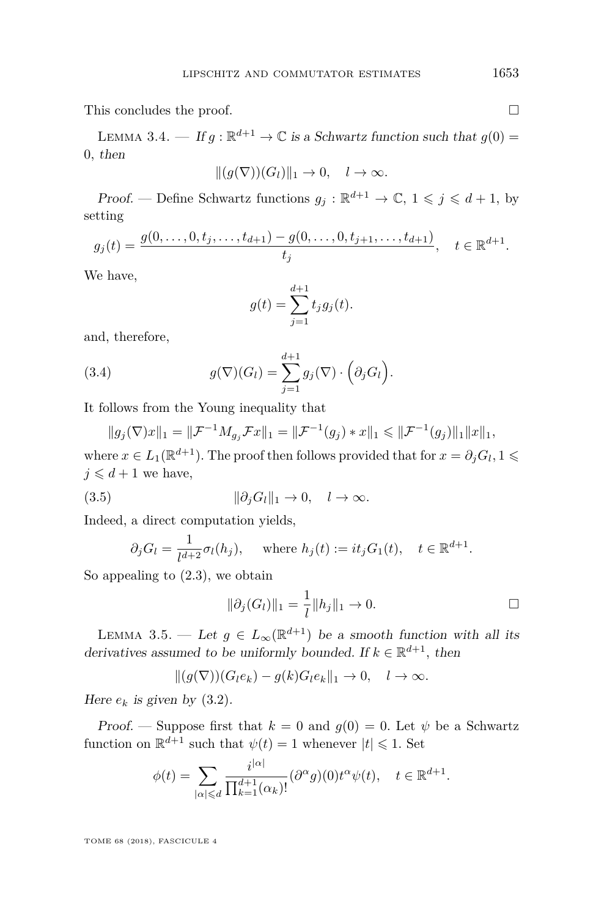This concludes the proof. ☐

Lemma 3.4. — *If $g : \mathbb{R}^{d+1} \to \mathbb{C}$ is a Schwartz function such that $g(0) = 0$, then*

$$\|(g(\nabla))(G_l)\|_1 \to 0, \quad l \to \infty.$$

*Proof.* — Define Schwartz functions $g_j : \mathbb{R}^{d+1} \to \mathbb{C}$, $1 \leqslant j \leqslant d+1$, by setting

$$g_j(t) = \frac{g(0,\dots,0,t_j,\dots,t_{d+1}) - g(0,\dots,0,t_{j+1},\dots,t_{d+1})}{t_j}, \quad t \in \mathbb{R}^{d+1}.$$

We have,

$$g(t) = \sum_{j=1}^{d+1} t_j g_j(t).$$

and, therefore,

$$g(\nabla)(G_l) = \sum_{j=1}^{d+1} g_j(\nabla) \cdot \Big(\partial_j G_l\Big). \tag{3.4}$$

It follows from the Young inequality that

$$\|g_j(\nabla)x\|_1 = \|\mathcal{F}^{-1} M_{g_j} \mathcal{F} x\|_1 = \|\mathcal{F}^{-1}(g_j) * x\|_1 \leqslant \|\mathcal{F}^{-1}(g_j)\|_1 \|x\|_1,$$

where $x \in L_1(\mathbb{R}^{d+1})$. The proof then follows provided that for $x = \partial_j G_l, 1 \leqslant j \leqslant d+1$ we have,

$$\|\partial_j G_l\|_1 \to 0, \quad l \to \infty. \tag{3.5}$$

Indeed, a direct computation yields,

$$\partial_j G_l = \frac{1}{l^{d+2}} \sigma_l(h_j), \quad \text{ where } h_j(t) := it_j G_1(t), \quad t \in \mathbb{R}^{d+1}.$$

So appealing to (2.3), we obtain

$$\|\partial_j(G_l)\|_1 = \frac{1}{l}\|h_j\|_1 \to 0.$$

☐

Lemma 3.5. — *Let $g \in L_\infty(\mathbb{R}^{d+1})$ be a smooth function with all its derivatives assumed to be uniformly bounded. If $k \in \mathbb{R}^{d+1}$, then*

$$\|(g(\nabla))(G_l e_k) - g(k) G_l e_k\|_1 \to 0, \quad l \to \infty.$$

*Here $e_k$ is given by (3.2).*

*Proof.* — Suppose first that $k = 0$ and $g(0) = 0$. Let $\psi$ be a Schwartz function on $\mathbb{R}^{d+1}$ such that $\psi(t) = 1$ whenever $|t| \leqslant 1$. Set

$$\phi(t) = \sum_{|\alpha| \leqslant d} \frac{i^{|\alpha|}}{\prod_{k=1}^{d+1} (\alpha_k)!} (\partial^\alpha g)(0) t^\alpha \psi(t), \quad t \in \mathbb{R}^{d+1}.$$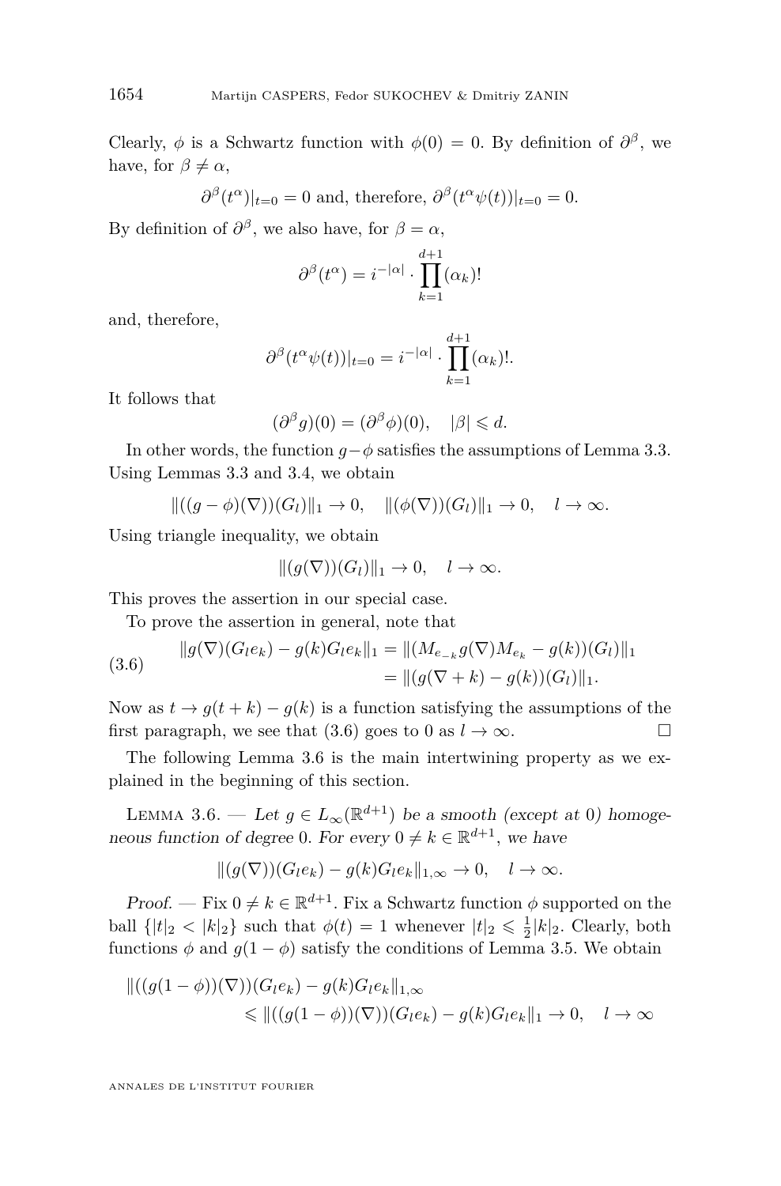Clearly, $\phi$ is a Schwartz function with $\phi(0) = 0$. By definition of $\partial^\beta$, we have, for $\beta \neq \alpha$,

$$\partial^\beta(t^\alpha)|_{t=0} = 0 \text{ and, therefore, } \partial^\beta(t^\alpha \psi(t))|_{t=0} = 0.$$

By definition of $\partial^\beta$, we also have, for $\beta = \alpha$,

$$\partial^\beta(t^\alpha) = i^{-|\alpha|} \cdot \prod_{k=1}^{d+1} (\alpha_k)!$$

and, therefore,

$$\partial^\beta(t^\alpha \psi(t))|_{t=0} = i^{-|\alpha|} \cdot \prod_{k=1}^{d+1} (\alpha_k)!.$$

It follows that

$$(\partial^\beta g)(0) = (\partial^\beta \phi)(0), \quad |\beta| \leqslant d.$$

In other words, the function $g - \phi$ satisfies the assumptions of Lemma 3.3. Using Lemmas 3.3 and 3.4, we obtain

$$\|((g-\phi)(\nabla))(G_l)\|_1 \to 0, \quad \|(\phi(\nabla))(G_l)\|_1 \to 0, \quad l \to \infty.$$

Using triangle inequality, we obtain

$$\|(g(\nabla))(G_l)\|_1 \to 0, \quad l \to \infty.$$

This proves the assertion in our special case.

To prove the assertion in general, note that

$$\begin{aligned} \|g(\nabla)(G_l e_k) - g(k) G_l e_k\|_1 &= \|(M_{e_{-k}} g(\nabla) M_{e_k} - g(k))(G_l)\|_1 \\ &= \|(g(\nabla + k) - g(k))(G_l)\|_1. \end{aligned} \tag{3.6}$$

Now as $t \to g(t+k) - g(k)$ is a function satisfying the assumptions of the first paragraph, we see that (3.6) goes to 0 as $l \to \infty$. $\square$

The following Lemma 3.6 is the main intertwining property as we explained in the beginning of this section.

**Lemma 3.6.** — *Let $g \in L_\infty(\mathbb{R}^{d+1})$ be a smooth (except at 0) homogeneous function of degree 0. For every $0 \neq k \in \mathbb{R}^{d+1}$, we have*

$$\|(g(\nabla))(G_l e_k) - g(k) G_l e_k\|_{1,\infty} \to 0, \quad l \to \infty.$$

*Proof.* — Fix $0 \neq k \in \mathbb{R}^{d+1}$. Fix a Schwartz function $\phi$ supported on the ball $\{|t|_2 < |k|_2\}$ such that $\phi(t) = 1$ whenever $|t|_2 \leqslant \frac{1}{2}|k|_2$. Clearly, both functions $\phi$ and $g(1-\phi)$ satisfy the conditions of Lemma 3.5. We obtain

$$\begin{aligned} &\|((g(1-\phi))(\nabla))(G_l e_k) - g(k) G_l e_k\|_{1,\infty} \\ &\qquad \leqslant \|((g(1-\phi))(\nabla))(G_l e_k) - g(k) G_l e_k\|_1 \to 0, \quad l \to \infty \end{aligned}$$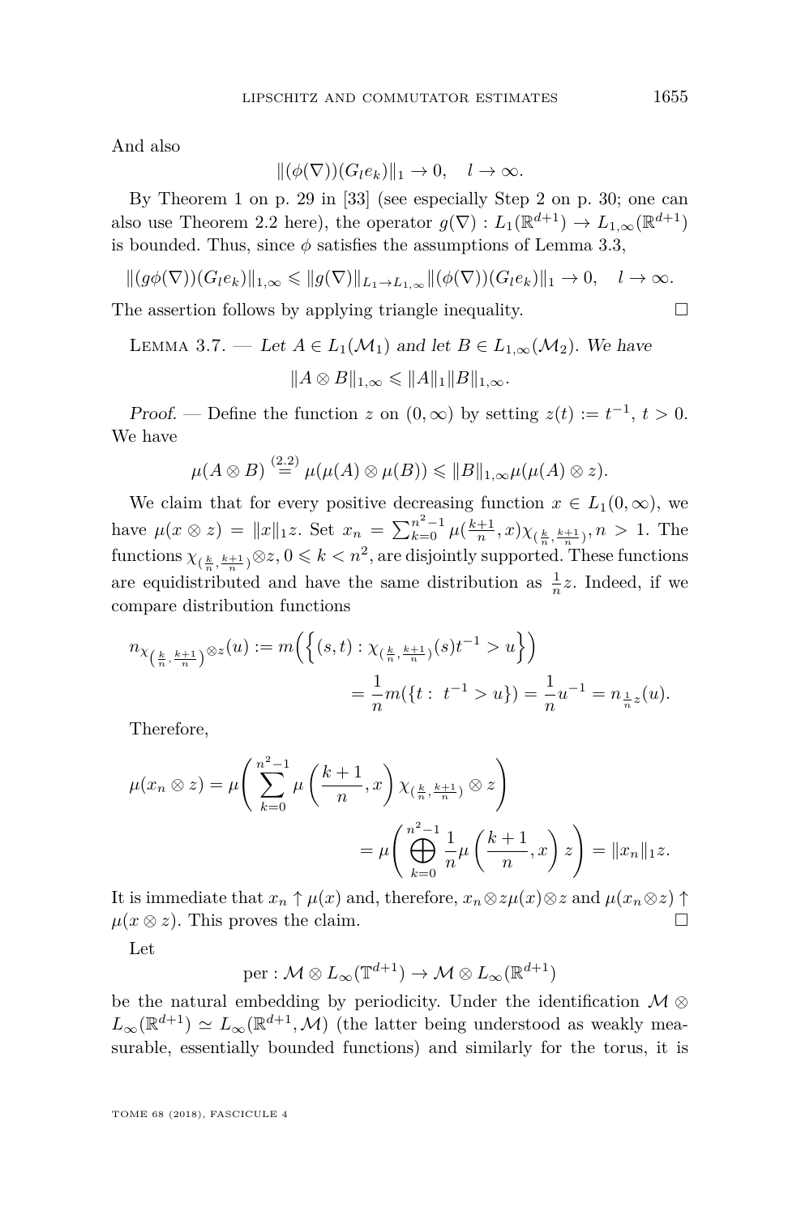And also

$$\|(\phi(\nabla))(G_l e_k)\|_1 \to 0, \quad l \to \infty.$$

By Theorem 1 on p. 29 in [33] (see especially Step 2 on p. 30; one can also use Theorem 2.2 here), the operator $g(\nabla) : L_1(\mathbb{R}^{d+1}) \to L_{1,\infty}(\mathbb{R}^{d+1})$ is bounded. Thus, since $\phi$ satisfies the assumptions of Lemma 3.3,

$$\|(g\phi(\nabla))(G_l e_k)\|_{1,\infty} \leqslant \|g(\nabla)\|_{L_1 \to L_{1,\infty}} \|(\phi(\nabla))(G_l e_k)\|_1 \to 0, \quad l \to \infty.$$

The assertion follows by applying triangle inequality. □

Lemma 3.7. — *Let $A \in L_1(\mathcal{M}_1)$ and let $B \in L_{1,\infty}(\mathcal{M}_2)$. We have*

$$\|A \otimes B\|_{1,\infty} \leqslant \|A\|_1 \|B\|_{1,\infty}.$$

*Proof.* — Define the function $z$ on $(0,\infty)$ by setting $z(t) := t^{-1}$, $t > 0$. We have

$$\mu(A \otimes B) \overset{(2.2)}{=} \mu(\mu(A) \otimes \mu(B)) \leqslant \|B\|_{1,\infty} \mu(\mu(A) \otimes z).$$

We claim that for every positive decreasing function $x \in L_1(0,\infty)$, we have $\mu(x \otimes z) = \|x\|_1 z$. Set $x_n = \sum_{k=0}^{n^2-1} \mu(\frac{k+1}{n}, x) \chi_{(\frac{k}{n}, \frac{k+1}{n})}, n > 1$. The functions $\chi_{(\frac{k}{n}, \frac{k+1}{n})} \otimes z$, $0 \leqslant k < n^2$, are disjointly supported. These functions are equidistributed and have the same distribution as $\frac{1}{n} z$. Indeed, if we compare distribution functions

$$n_{\chi_{(\frac{k}{n}, \frac{k+1}{n})} \otimes z}(u) := m\Big(\Big\{(s,t) : \chi_{(\frac{k}{n}, \frac{k+1}{n})}(s) t^{-1} > u\Big\}\Big)$$
$$= \frac{1}{n} m(\{t : \ t^{-1} > u\}) = \frac{1}{n} u^{-1} = n_{\frac{1}{n} z}(u).$$

Therefore,

$$\mu(x_n \otimes z) = \mu\left(\sum_{k=0}^{n^2-1} \mu\left(\frac{k+1}{n}, x\right) \chi_{(\frac{k}{n}, \frac{k+1}{n})} \otimes z\right)$$
$$= \mu\left(\bigoplus_{k=0}^{n^2-1} \frac{1}{n} \mu\left(\frac{k+1}{n}, x\right) z\right) = \|x_n\|_1 z.$$

It is immediate that $x_n \uparrow \mu(x)$ and, therefore, $x_n \otimes z \mu(x) \otimes z$ and $\mu(x_n \otimes z) \uparrow \mu(x \otimes z)$. This proves the claim. □

Let

$$\text{per} : \mathcal{M} \otimes L_\infty(\mathbb{T}^{d+1}) \to \mathcal{M} \otimes L_\infty(\mathbb{R}^{d+1})$$

be the natural embedding by periodicity. Under the identification $\mathcal{M} \otimes L_\infty(\mathbb{R}^{d+1}) \simeq L_\infty(\mathbb{R}^{d+1}, \mathcal{M})$ (the latter being understood as weakly measurable, essentially bounded functions) and similarly for the torus, it is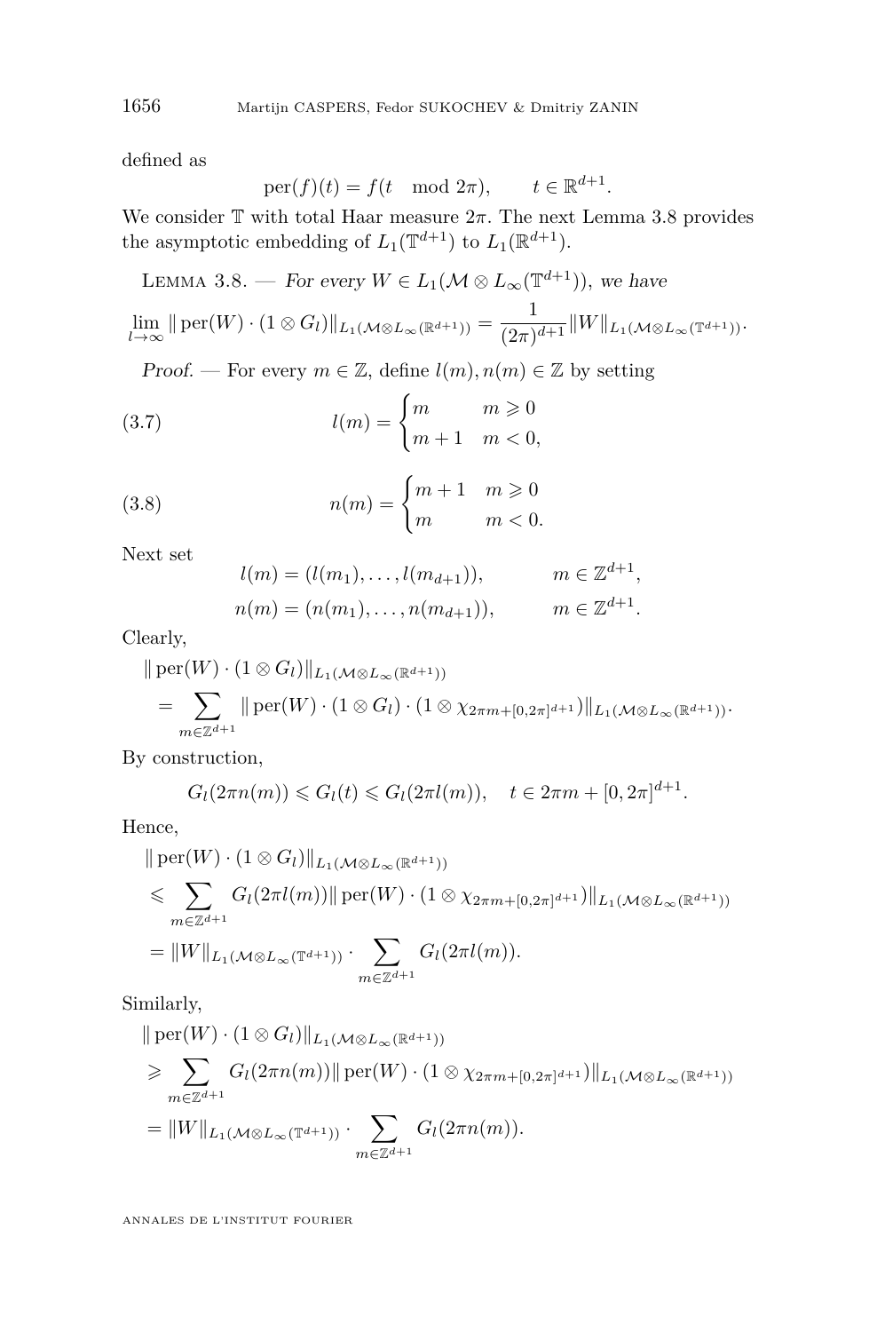defined as

$$\operatorname{per}(f)(t) = f(t \mod 2\pi), \qquad t \in \mathbb{R}^{d+1}.$$

We consider $\mathbb{T}$ with total Haar measure $2\pi$. The next Lemma 3.8 provides the asymptotic embedding of $L_1(\mathbb{T}^{d+1})$ to $L_1(\mathbb{R}^{d+1})$.

Lemma 3.8. — *For every $W \in L_1(\mathcal{M} \otimes L_\infty(\mathbb{T}^{d+1}))$, we have*

$$\lim_{l \to \infty} \| \operatorname{per}(W) \cdot (1 \otimes G_l) \|_{L_1(\mathcal{M} \otimes L_\infty(\mathbb{R}^{d+1}))} = \frac{1}{(2\pi)^{d+1}} \|W\|_{L_1(\mathcal{M} \otimes L_\infty(\mathbb{T}^{d+1}))}.$$

*Proof.* — For every $m \in \mathbb{Z}$, define $l(m), n(m) \in \mathbb{Z}$ by setting

$$l(m) = \begin{cases} m & m \geqslant 0 \\ m+1 & m < 0, \end{cases} \tag{3.7}$$

$$n(m) = \begin{cases} m+1 & m \geqslant 0 \\ m & m < 0. \end{cases} \tag{3.8}$$

Next set

$$l(m) = (l(m_1), \ldots, l(m_{d+1})), \qquad m \in \mathbb{Z}^{d+1},$$

$$n(m) = (n(m_1), \ldots, n(m_{d+1})), \qquad m \in \mathbb{Z}^{d+1}.$$

Clearly,

$$\| \operatorname{per}(W) \cdot (1 \otimes G_l) \|_{L_1(\mathcal{M} \otimes L_\infty(\mathbb{R}^{d+1}))} = \sum_{m \in \mathbb{Z}^{d+1}} \| \operatorname{per}(W) \cdot (1 \otimes G_l) \cdot (1 \otimes \chi_{2\pi m + [0,2\pi]^{d+1}}) \|_{L_1(\mathcal{M} \otimes L_\infty(\mathbb{R}^{d+1}))}.$$

By construction,

$$G_l(2\pi n(m)) \leqslant G_l(t) \leqslant G_l(2\pi l(m)), \quad t \in 2\pi m + [0, 2\pi]^{d+1}.$$

Hence,

$$\begin{aligned} &\| \operatorname{per}(W) \cdot (1 \otimes G_l) \|_{L_1(\mathcal{M} \otimes L_\infty(\mathbb{R}^{d+1}))} \\ &\leqslant \sum_{m \in \mathbb{Z}^{d+1}} G_l(2\pi l(m)) \| \operatorname{per}(W) \cdot (1 \otimes \chi_{2\pi m + [0,2\pi]^{d+1}}) \|_{L_1(\mathcal{M} \otimes L_\infty(\mathbb{R}^{d+1}))} \\ &= \|W\|_{L_1(\mathcal{M} \otimes L_\infty(\mathbb{T}^{d+1}))} \cdot \sum_{m \in \mathbb{Z}^{d+1}} G_l(2\pi l(m)). \end{aligned}$$

Similarly,

$$\begin{aligned} &\| \operatorname{per}(W) \cdot (1 \otimes G_l) \|_{L_1(\mathcal{M} \otimes L_\infty(\mathbb{R}^{d+1}))} \\ &\geqslant \sum_{m \in \mathbb{Z}^{d+1}} G_l(2\pi n(m)) \| \operatorname{per}(W) \cdot (1 \otimes \chi_{2\pi m + [0,2\pi]^{d+1}}) \|_{L_1(\mathcal{M} \otimes L_\infty(\mathbb{R}^{d+1}))} \\ &= \|W\|_{L_1(\mathcal{M} \otimes L_\infty(\mathbb{T}^{d+1}))} \cdot \sum_{m \in \mathbb{Z}^{d+1}} G_l(2\pi n(m)). \end{aligned}$$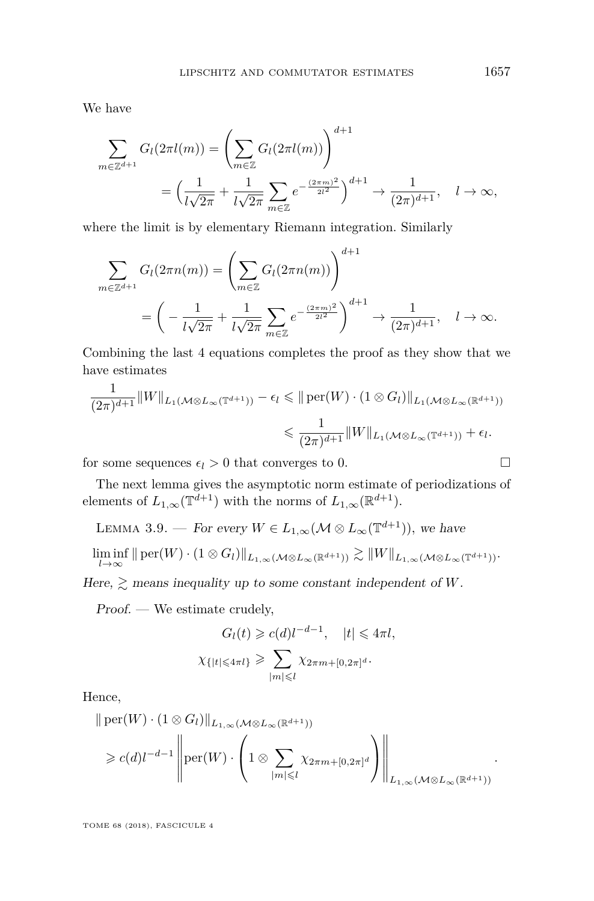We have

$$\sum_{m\in\mathbb{Z}^{d+1}} G_l(2\pi l(m)) = \left(\sum_{m\in\mathbb{Z}} G_l(2\pi l(m))\right)^{d+1}$$
$$= \Big(\frac{1}{l\sqrt{2\pi}} + \frac{1}{l\sqrt{2\pi}} \sum_{m\in\mathbb{Z}} e^{-\frac{(2\pi m)^2}{2l^2}}\Big)^{d+1} \to \frac{1}{(2\pi)^{d+1}}, \quad l\to\infty,$$

where the limit is by elementary Riemann integration. Similarly

$$\sum_{m\in\mathbb{Z}^{d+1}} G_l(2\pi n(m)) = \left(\sum_{m\in\mathbb{Z}} G_l(2\pi n(m))\right)^{d+1}$$
$$= \left(-\frac{1}{l\sqrt{2\pi}} + \frac{1}{l\sqrt{2\pi}} \sum_{m\in\mathbb{Z}} e^{-\frac{(2\pi m)^2}{2l^2}}\right)^{d+1} \to \frac{1}{(2\pi)^{d+1}}, \quad l\to\infty.$$

Combining the last 4 equations completes the proof as they show that we have estimates

$$\frac{1}{(2\pi)^{d+1}}\|W\|_{L_1(\mathcal{M}\otimes L_\infty(\mathbb{T}^{d+1}))} - \epsilon_l \leqslant \|\operatorname{per}(W)\cdot(1\otimes G_l)\|_{L_1(\mathcal{M}\otimes L_\infty(\mathbb{R}^{d+1}))}$$
$$\leqslant \frac{1}{(2\pi)^{d+1}}\|W\|_{L_1(\mathcal{M}\otimes L_\infty(\mathbb{T}^{d+1}))} + \epsilon_l.$$

for some sequences $\epsilon_l > 0$ that converges to 0. $\square$

The next lemma gives the asymptotic norm estimate of periodizations of elements of $L_{1,\infty}(\mathbb{T}^{d+1})$ with the norms of $L_{1,\infty}(\mathbb{R}^{d+1})$.

Lemma 3.9. — *For every $W \in L_{1,\infty}(\mathcal{M}\otimes L_\infty(\mathbb{T}^{d+1}))$, we have*

$$\liminf_{l\to\infty} \|\operatorname{per}(W)\cdot(1\otimes G_l)\|_{L_{1,\infty}(\mathcal{M}\otimes L_\infty(\mathbb{R}^{d+1}))} \gtrsim \|W\|_{L_{1,\infty}(\mathcal{M}\otimes L_\infty(\mathbb{T}^{d+1}))}.$$

*Here, $\gtrsim$ means inequality up to some constant independent of $W$.*

*Proof.* — We estimate crudely,

$$G_l(t) \geqslant c(d)l^{-d-1}, \quad |t|\leqslant 4\pi l,$$
$$\chi_{\{|t|\leqslant 4\pi l\}} \geqslant \sum_{|m|\leqslant l} \chi_{2\pi m+[0,2\pi]^d}.$$

Hence,

$$\|\operatorname{per}(W)\cdot(1\otimes G_l)\|_{L_{1,\infty}(\mathcal{M}\otimes L_\infty(\mathbb{R}^{d+1}))}$$
$$\geqslant c(d)l^{-d-1}\left\|\operatorname{per}(W)\cdot\left(1\otimes\sum_{|m|\leqslant l}\chi_{2\pi m+[0,2\pi]^d}\right)\right\|_{L_{1,\infty}(\mathcal{M}\otimes L_\infty(\mathbb{R}^{d+1}))}.$$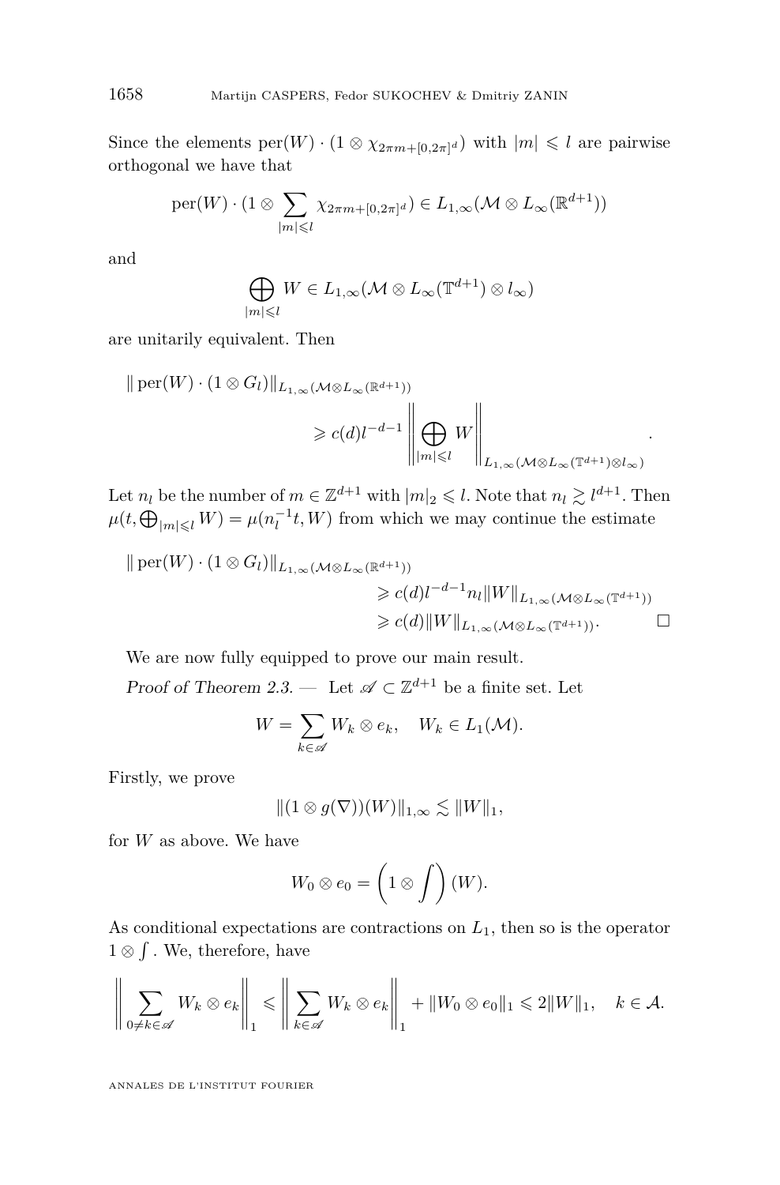Since the elements $\mathrm{per}(W) \cdot (1 \otimes \chi_{2\pi m + [0,2\pi]^d})$ with $|m| \leqslant l$ are pairwise orthogonal we have that

$$\mathrm{per}(W) \cdot (1 \otimes \sum_{|m| \leqslant l} \chi_{2\pi m + [0,2\pi]^d}) \in L_{1,\infty}(\mathcal{M} \otimes L_\infty(\mathbb{R}^{d+1}))$$

and

$$\bigoplus_{|m| \leqslant l} W \in L_{1,\infty}(\mathcal{M} \otimes L_\infty(\mathbb{T}^{d+1}) \otimes l_\infty)$$

are unitarily equivalent. Then

$$\| \mathrm{per}(W) \cdot (1 \otimes G_l) \|_{L_{1,\infty}(\mathcal{M} \otimes L_\infty(\mathbb{R}^{d+1}))} \geqslant c(d) l^{-d-1} \left\| \bigoplus_{|m| \leqslant l} W \right\|_{L_{1,\infty}(\mathcal{M} \otimes L_\infty(\mathbb{T}^{d+1}) \otimes l_\infty)}.$$

Let $n_l$ be the number of $m \in \mathbb{Z}^{d+1}$ with $|m|_2 \leqslant l$. Note that $n_l \gtrsim l^{d+1}$. Then $\mu(t, \bigoplus_{|m| \leqslant l} W) = \mu(n_l^{-1} t, W)$ from which we may continue the estimate

$$\begin{aligned}
\| \mathrm{per}(W) \cdot (1 \otimes G_l) \|_{L_{1,\infty}(\mathcal{M} \otimes L_\infty(\mathbb{R}^{d+1}))} &\geqslant c(d) l^{-d-1} n_l \|W\|_{L_{1,\infty}(\mathcal{M} \otimes L_\infty(\mathbb{T}^{d+1}))} \\
&\geqslant c(d) \|W\|_{L_{1,\infty}(\mathcal{M} \otimes L_\infty(\mathbb{T}^{d+1}))}.
\end{aligned}$$

□

We are now fully equipped to prove our main result.

*Proof of Theorem 2.3.* — Let $\mathscr{A} \subset \mathbb{Z}^{d+1}$ be a finite set. Let

$$W = \sum_{k \in \mathscr{A}} W_k \otimes e_k, \quad W_k \in L_1(\mathcal{M}).$$

Firstly, we prove

$$\|(1 \otimes g(\nabla))(W)\|_{1,\infty} \lesssim \|W\|_1,$$

for $W$ as above. We have

$$W_0 \otimes e_0 = \left(1 \otimes \int\right)(W).$$

As conditional expectations are contractions on $L_1$, then so is the operator $1 \otimes \int$. We, therefore, have

$$\left\| \sum_{0 \neq k \in \mathscr{A}} W_k \otimes e_k \right\|_1 \leqslant \left\| \sum_{k \in \mathscr{A}} W_k \otimes e_k \right\|_1 + \|W_0 \otimes e_0\|_1 \leqslant 2\|W\|_1, \quad k \in \mathcal{A}.$$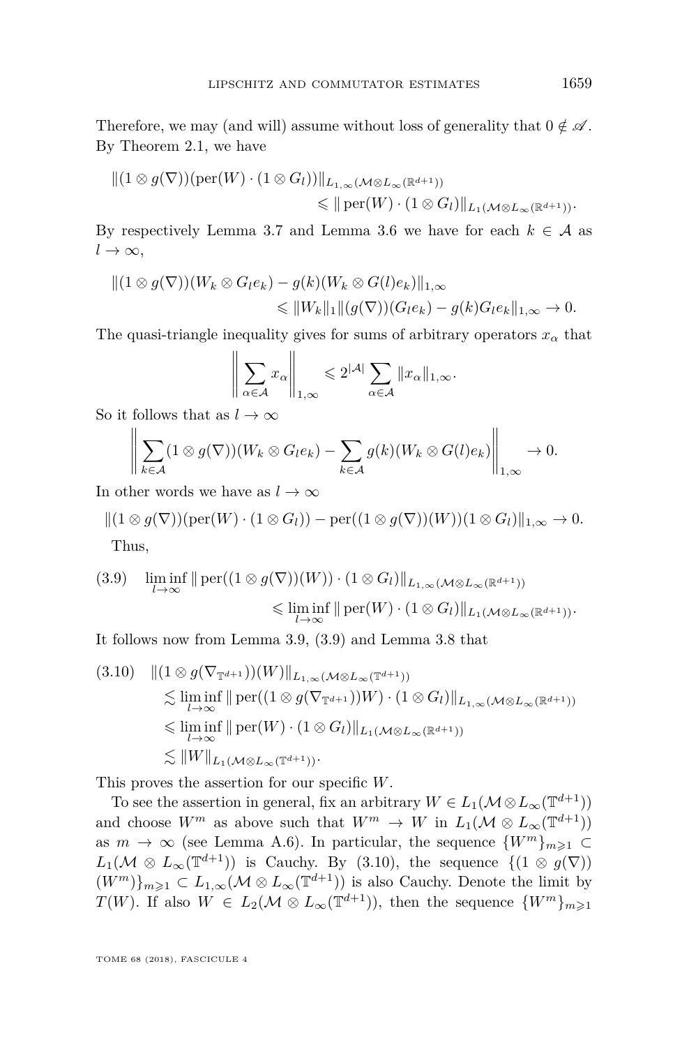Therefore, we may (and will) assume without loss of generality that $0 \notin \mathscr{A}$. By Theorem 2.1, we have

$$\|(1 \otimes g(\nabla))(\mathrm{per}(W) \cdot (1 \otimes G_l))\|_{L_{1,\infty}(\mathcal{M} \otimes L_\infty(\mathbb{R}^{d+1}))} \leqslant \|\,\mathrm{per}(W) \cdot (1 \otimes G_l)\|_{L_1(\mathcal{M} \otimes L_\infty(\mathbb{R}^{d+1}))}.$$

By respectively Lemma 3.7 and Lemma 3.6 we have for each $k \in \mathcal{A}$ as $l \to \infty$,

$$\|(1 \otimes g(\nabla))(W_k \otimes G_l e_k) - g(k)(W_k \otimes G(l) e_k)\|_{1,\infty} \leqslant \|W_k\|_1 \|(g(\nabla))(G_l e_k) - g(k) G_l e_k\|_{1,\infty} \to 0.$$

The quasi-triangle inequality gives for sums of arbitrary operators $x_\alpha$ that

$$\left\| \sum_{\alpha \in \mathcal{A}} x_\alpha \right\|_{1,\infty} \leqslant 2^{|\mathcal{A}|} \sum_{\alpha \in \mathcal{A}} \|x_\alpha\|_{1,\infty}.$$

So it follows that as $l \to \infty$

$$\left\| \sum_{k \in \mathcal{A}} (1 \otimes g(\nabla))(W_k \otimes G_l e_k) - \sum_{k \in \mathcal{A}} g(k)(W_k \otimes G(l) e_k) \right\|_{1,\infty} \to 0.$$

In other words we have as $l \to \infty$

$$\|(1 \otimes g(\nabla))(\mathrm{per}(W) \cdot (1 \otimes G_l)) - \mathrm{per}((1 \otimes g(\nabla))(W))(1 \otimes G_l)\|_{1,\infty} \to 0.$$

Thus,

$$\liminf_{l \to \infty} \|\,\mathrm{per}((1 \otimes g(\nabla))(W)) \cdot (1 \otimes G_l)\|_{L_{1,\infty}(\mathcal{M} \otimes L_\infty(\mathbb{R}^{d+1}))} \leqslant \liminf_{l \to \infty} \|\,\mathrm{per}(W) \cdot (1 \otimes G_l)\|_{L_1(\mathcal{M} \otimes L_\infty(\mathbb{R}^{d+1}))}. \tag{3.9}$$

It follows now from Lemma 3.9, (3.9) and Lemma 3.8 that

$$\begin{aligned}
\|(1 \otimes g(\nabla_{\mathbb{T}^{d+1}}))(W)\|_{L_{1,\infty}(\mathcal{M} \otimes L_\infty(\mathbb{T}^{d+1}))} &\lesssim \liminf_{l \to \infty} \|\,\mathrm{per}((1 \otimes g(\nabla_{\mathbb{T}^{d+1}}))W) \cdot (1 \otimes G_l)\|_{L_{1,\infty}(\mathcal{M} \otimes L_\infty(\mathbb{R}^{d+1}))} \\
&\leqslant \liminf_{l \to \infty} \|\,\mathrm{per}(W) \cdot (1 \otimes G_l)\|_{L_1(\mathcal{M} \otimes L_\infty(\mathbb{R}^{d+1}))} \\
&\lesssim \|W\|_{L_1(\mathcal{M} \otimes L_\infty(\mathbb{T}^{d+1}))}.
\end{aligned} \tag{3.10}$$

This proves the assertion for our specific $W$.

To see the assertion in general, fix an arbitrary $W \in L_1(\mathcal{M} \otimes L_\infty(\mathbb{T}^{d+1}))$ and choose $W^m$ as above such that $W^m \to W$ in $L_1(\mathcal{M} \otimes L_\infty(\mathbb{T}^{d+1}))$ as $m \to \infty$ (see Lemma A.6). In particular, the sequence $\{W^m\}_{m \geqslant 1} \subset L_1(\mathcal{M} \otimes L_\infty(\mathbb{T}^{d+1}))$ is Cauchy. By (3.10), the sequence $\{(1 \otimes g(\nabla))(W^m)\}_{m \geqslant 1} \subset L_{1,\infty}(\mathcal{M} \otimes L_\infty(\mathbb{T}^{d+1}))$ is also Cauchy. Denote the limit by $T(W)$. If also $W \in L_2(\mathcal{M} \otimes L_\infty(\mathbb{T}^{d+1}))$, then the sequence $\{W^m\}_{m \geqslant 1}$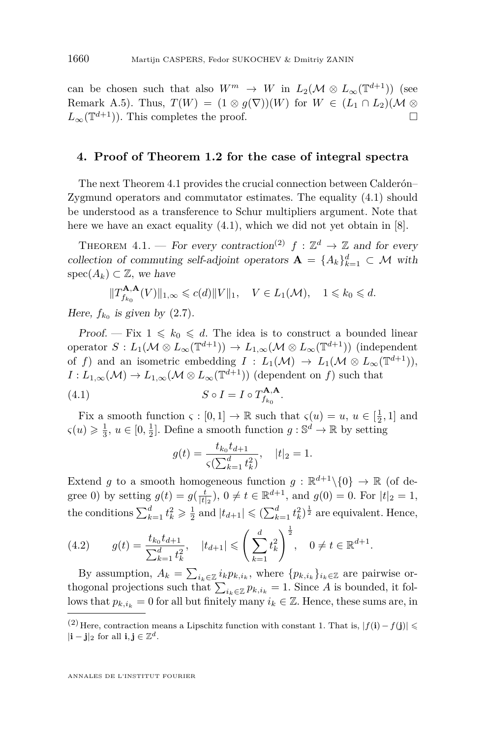can be chosen such that also $W^m \to W$ in $L_2(\mathcal{M} \otimes L_\infty(\mathbb{T}^{d+1}))$ (see Remark A.5). Thus, $T(W) = (1 \otimes g(\nabla))(W)$ for $W \in (L_1 \cap L_2)(\mathcal{M} \otimes L_\infty(\mathbb{T}^{d+1}))$. This completes the proof. $\square$

## 4. Proof of Theorem 1.2 for the case of integral spectra

The next Theorem 4.1 provides the crucial connection between Calderón–Zygmund operators and commutator estimates. The equality (4.1) should be understood as a transference to Schur multipliers argument. Note that here we have an exact equality (4.1), which we did not yet obtain in [8].

Theorem 4.1. — *For every contraction*[(2)] $f : \mathbb{Z}^d \to \mathbb{Z}$ *and for every collection of commuting self-adjoint operators* $\mathbf{A} = \{A_k\}_{k=1}^d \subset \mathcal{M}$ *with* $\mathrm{spec}(A_k) \subset \mathbb{Z}$*, we have*

$$\|T^{\mathbf{A},\mathbf{A}}_{f_{k_0}}(V)\|_{1,\infty} \leqslant c(d)\|V\|_1, \quad V \in L_1(\mathcal{M}), \quad 1 \leqslant k_0 \leqslant d.$$

*Here,* $f_{k_0}$ *is given by* (2.7).

*Proof.* — Fix $1 \leqslant k_0 \leqslant d$. The idea is to construct a bounded linear operator $S : L_1(\mathcal{M} \otimes L_\infty(\mathbb{T}^{d+1})) \to L_{1,\infty}(\mathcal{M} \otimes L_\infty(\mathbb{T}^{d+1}))$ (independent of $f$) and an isometric embedding $I : L_1(\mathcal{M}) \to L_1(\mathcal{M} \otimes L_\infty(\mathbb{T}^{d+1}))$, $I : L_{1,\infty}(\mathcal{M}) \to L_{1,\infty}(\mathcal{M} \otimes L_\infty(\mathbb{T}^{d+1}))$ (dependent on $f$) such that

$$S \circ I = I \circ T^{\mathbf{A},\mathbf{A}}_{f_{k_0}}. \tag{4.1}$$

Fix a smooth function $\varsigma : [0,1] \to \mathbb{R}$ such that $\varsigma(u) = u$, $u \in [\frac{1}{2}, 1]$ and $\varsigma(u) \geqslant \frac{1}{3}$, $u \in [0, \frac{1}{2}]$. Define a smooth function $g : \mathbb{S}^d \to \mathbb{R}$ by setting

$$g(t) = \frac{t_{k_0} t_{d+1}}{\varsigma(\sum_{k=1}^d t_k^2)}, \quad |t|_2 = 1.$$

Extend $g$ to a smooth homogeneous function $g : \mathbb{R}^{d+1} \backslash \{0\} \to \mathbb{R}$ (of degree 0) by setting $g(t) = g(\frac{t}{|t|_2})$, $0 \neq t \in \mathbb{R}^{d+1}$, and $g(0) = 0$. For $|t|_2 = 1$, the conditions $\sum_{k=1}^d t_k^2 \geqslant \frac{1}{2}$ and $|t_{d+1}| \leqslant (\sum_{k=1}^d t_k^2)^{\frac{1}{2}}$ are equivalent. Hence,

$$g(t) = \frac{t_{k_0} t_{d+1}}{\sum_{k=1}^d t_k^2}, \quad |t_{d+1}| \leqslant \left(\sum_{k=1}^d t_k^2\right)^{\frac{1}{2}}, \quad 0 \neq t \in \mathbb{R}^{d+1}. \tag{4.2}$$

By assumption, $A_k = \sum_{i_k \in \mathbb{Z}} i_k p_{k,i_k}$, where $\{p_{k,i_k}\}_{i_k \in \mathbb{Z}}$ are pairwise orthogonal projections such that $\sum_{i_k \in \mathbb{Z}} p_{k,i_k} = 1$. Since $A$ is bounded, it follows that $p_{k,i_k} = 0$ for all but finitely many $i_k \in \mathbb{Z}$. Hence, these sums are, in

---

[(2)] Here, contraction means a Lipschitz function with constant 1. That is, $|f(\mathbf{i}) - f(\mathbf{j})| \leqslant |\mathbf{i} - \mathbf{j}|_2$ for all $\mathbf{i}, \mathbf{j} \in \mathbb{Z}^d$.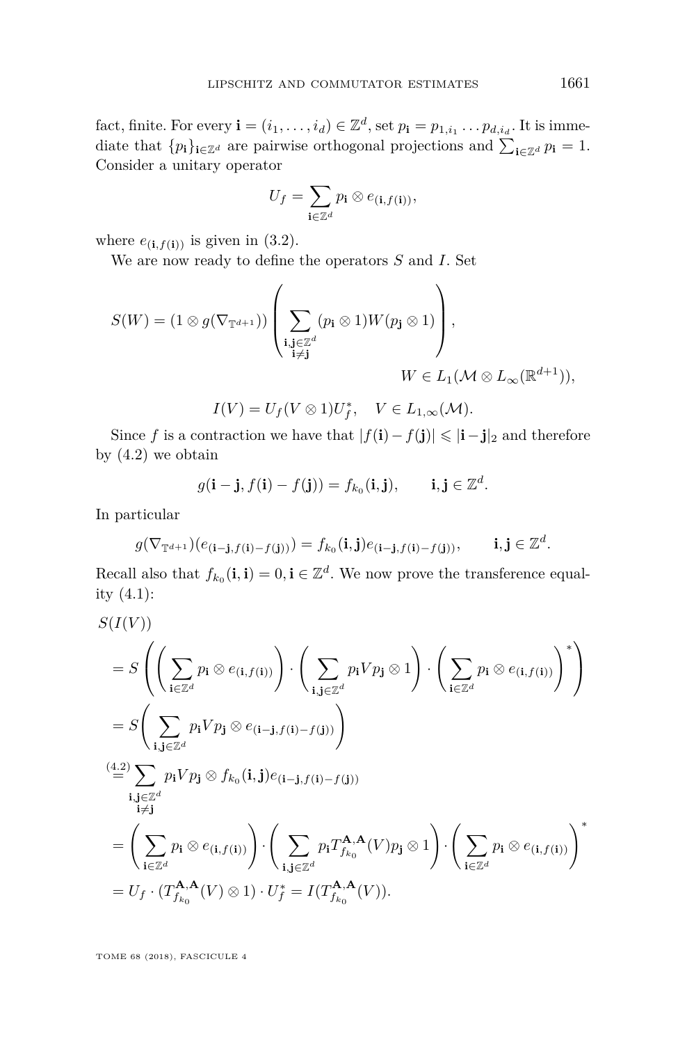fact, finite. For every $\mathbf{i} = (i_1, \dots, i_d) \in \mathbb{Z}^d$, set $p_{\mathbf{i}} = p_{1,i_1} \dots p_{d,i_d}$. It is immediate that $\{p_{\mathbf{i}}\}_{\mathbf{i}\in\mathbb{Z}^d}$ are pairwise orthogonal projections and $\sum_{\mathbf{i}\in\mathbb{Z}^d} p_{\mathbf{i}} = 1$. Consider a unitary operator

$$U_f = \sum_{\mathbf{i}\in\mathbb{Z}^d} p_{\mathbf{i}} \otimes e_{(\mathbf{i}, f(\mathbf{i}))},$$

where $e_{(\mathbf{i}, f(\mathbf{i}))}$ is given in (3.2).

We are now ready to define the operators $S$ and $I$. Set

$$S(W) = (1 \otimes g(\nabla_{\mathbb{T}^{d+1}})) \left( \sum_{\substack{\mathbf{i},\mathbf{j}\in\mathbb{Z}^d \\ \mathbf{i}\neq\mathbf{j}}} (p_{\mathbf{i}} \otimes 1) W (p_{\mathbf{j}} \otimes 1) \right), \qquad W \in L_1(\mathcal{M} \otimes L_\infty(\mathbb{R}^{d+1})),$$

$$I(V) = U_f (V \otimes 1) U_f^*, \quad V \in L_{1,\infty}(\mathcal{M}).$$

Since $f$ is a contraction we have that $|f(\mathbf{i}) - f(\mathbf{j})| \leqslant |\mathbf{i} - \mathbf{j}|_2$ and therefore by (4.2) we obtain

$$g(\mathbf{i} - \mathbf{j}, f(\mathbf{i}) - f(\mathbf{j})) = f_{k_0}(\mathbf{i}, \mathbf{j}), \qquad \mathbf{i}, \mathbf{j} \in \mathbb{Z}^d.$$

In particular

$$g(\nabla_{\mathbb{T}^{d+1}})(e_{(\mathbf{i}-\mathbf{j}, f(\mathbf{i})-f(\mathbf{j}))}) = f_{k_0}(\mathbf{i}, \mathbf{j}) e_{(\mathbf{i}-\mathbf{j}, f(\mathbf{i})-f(\mathbf{j}))}, \qquad \mathbf{i}, \mathbf{j} \in \mathbb{Z}^d.$$

Recall also that $f_{k_0}(\mathbf{i}, \mathbf{i}) = 0, \mathbf{i} \in \mathbb{Z}^d$. We now prove the transference equality (4.1):

$$\begin{aligned}
&S(I(V)) \\
&= S\left( \left( \sum_{\mathbf{i}\in\mathbb{Z}^d} p_{\mathbf{i}} \otimes e_{(\mathbf{i}, f(\mathbf{i}))} \right) \cdot \left( \sum_{\mathbf{i},\mathbf{j}\in\mathbb{Z}^d} p_{\mathbf{i}} V p_{\mathbf{j}} \otimes 1 \right) \cdot \left( \sum_{\mathbf{i}\in\mathbb{Z}^d} p_{\mathbf{i}} \otimes e_{(\mathbf{i}, f(\mathbf{i}))} \right)^* \right) \\
&= S\left( \sum_{\mathbf{i},\mathbf{j}\in\mathbb{Z}^d} p_{\mathbf{i}} V p_{\mathbf{j}} \otimes e_{(\mathbf{i}-\mathbf{j}, f(\mathbf{i})-f(\mathbf{j}))} \right) \\
&\overset{(4.2)}{=} \sum_{\substack{\mathbf{i},\mathbf{j}\in\mathbb{Z}^d \\ \mathbf{i}\neq\mathbf{j}}} p_{\mathbf{i}} V p_{\mathbf{j}} \otimes f_{k_0}(\mathbf{i}, \mathbf{j}) e_{(\mathbf{i}-\mathbf{j}, f(\mathbf{i})-f(\mathbf{j}))} \\
&= \left( \sum_{\mathbf{i}\in\mathbb{Z}^d} p_{\mathbf{i}} \otimes e_{(\mathbf{i}, f(\mathbf{i}))} \right) \cdot \left( \sum_{\mathbf{i},\mathbf{j}\in\mathbb{Z}^d} p_{\mathbf{i}} T_{f_{k_0}}^{\mathbf{A},\mathbf{A}}(V) p_{\mathbf{j}} \otimes 1 \right) \cdot \left( \sum_{\mathbf{i}\in\mathbb{Z}^d} p_{\mathbf{i}} \otimes e_{(\mathbf{i}, f(\mathbf{i}))} \right)^* \\
&= U_f \cdot (T_{f_{k_0}}^{\mathbf{A},\mathbf{A}}(V) \otimes 1) \cdot U_f^* = I(T_{f_{k_0}}^{\mathbf{A},\mathbf{A}}(V)).
\end{aligned}$$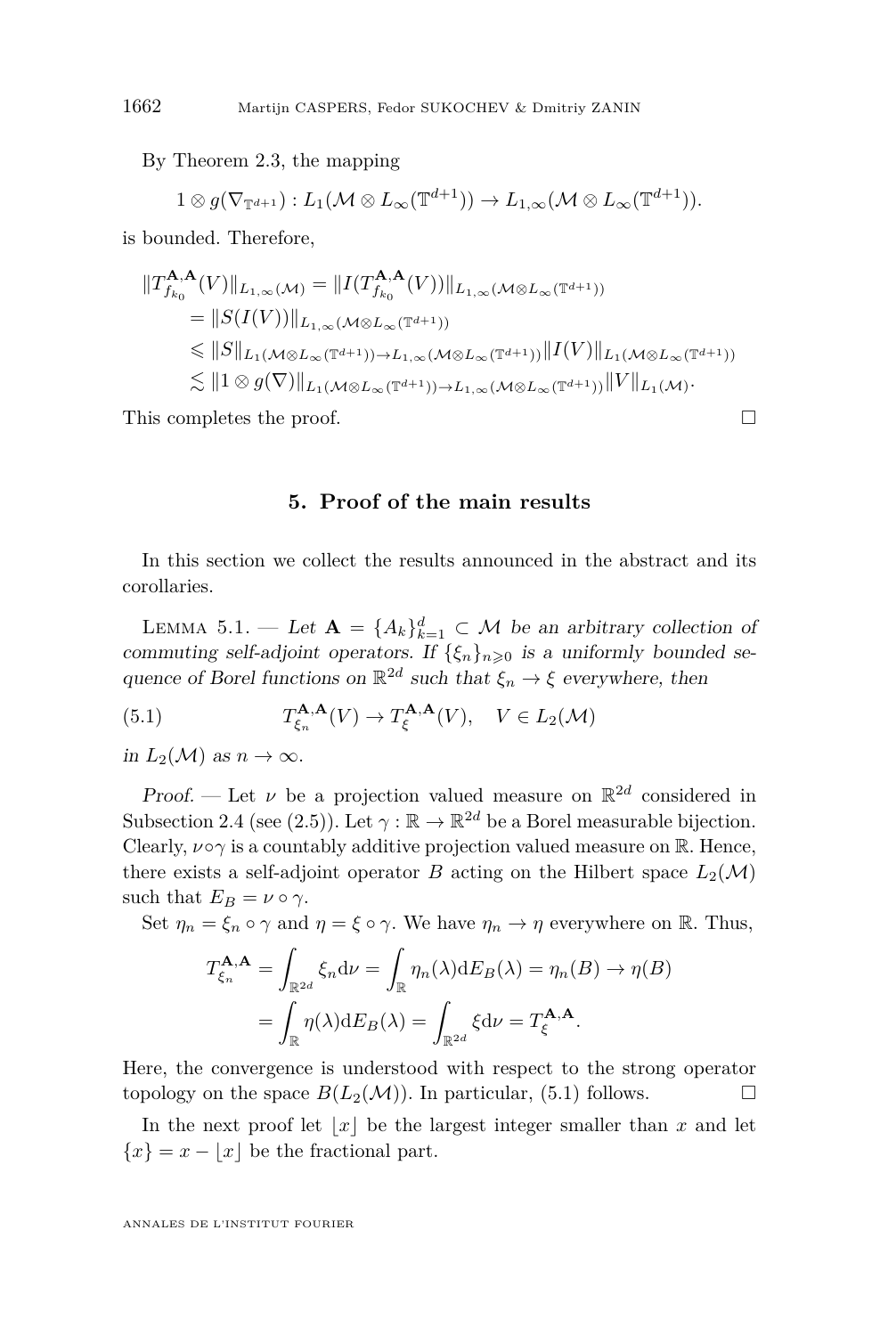By Theorem 2.3, the mapping

$$1 \otimes g(\nabla_{\mathbb{T}^{d+1}}) : L_1(\mathcal{M} \otimes L_\infty(\mathbb{T}^{d+1})) \to L_{1,\infty}(\mathcal{M} \otimes L_\infty(\mathbb{T}^{d+1})).$$

is bounded. Therefore,

$$\begin{aligned}
\|T^{\mathbf{A},\mathbf{A}}_{f_{k_0}}(V)\|_{L_{1,\infty}(\mathcal{M})} &= \|I(T^{\mathbf{A},\mathbf{A}}_{f_{k_0}}(V))\|_{L_{1,\infty}(\mathcal{M}\otimes L_\infty(\mathbb{T}^{d+1}))} \\
&= \|S(I(V))\|_{L_{1,\infty}(\mathcal{M}\otimes L_\infty(\mathbb{T}^{d+1}))} \\
&\leqslant \|S\|_{L_1(\mathcal{M}\otimes L_\infty(\mathbb{T}^{d+1}))\to L_{1,\infty}(\mathcal{M}\otimes L_\infty(\mathbb{T}^{d+1}))} \|I(V)\|_{L_1(\mathcal{M}\otimes L_\infty(\mathbb{T}^{d+1}))} \\
&\lesssim \|1\otimes g(\nabla)\|_{L_1(\mathcal{M}\otimes L_\infty(\mathbb{T}^{d+1}))\to L_{1,\infty}(\mathcal{M}\otimes L_\infty(\mathbb{T}^{d+1}))} \|V\|_{L_1(\mathcal{M})}.
\end{aligned}$$

This completes the proof. □

## 5. Proof of the main results

In this section we collect the results announced in the abstract and its corollaries.

Lemma 5.1. — *Let $\mathbf{A} = \{A_k\}_{k=1}^d \subset \mathcal{M}$ be an arbitrary collection of commuting self-adjoint operators. If $\{\xi_n\}_{n\geqslant 0}$ is a uniformly bounded sequence of Borel functions on $\mathbb{R}^{2d}$ such that $\xi_n \to \xi$ everywhere, then*

$$T^{\mathbf{A},\mathbf{A}}_{\xi_n}(V) \to T^{\mathbf{A},\mathbf{A}}_{\xi}(V), \quad V \in L_2(\mathcal{M}) \tag{5.1}$$

*in $L_2(\mathcal{M})$ as $n \to \infty$.*

*Proof.* — Let $\nu$ be a projection valued measure on $\mathbb{R}^{2d}$ considered in Subsection 2.4 (see (2.5)). Let $\gamma : \mathbb{R} \to \mathbb{R}^{2d}$ be a Borel measurable bijection. Clearly, $\nu\circ\gamma$ is a countably additive projection valued measure on $\mathbb{R}$. Hence, there exists a self-adjoint operator $B$ acting on the Hilbert space $L_2(\mathcal{M})$ such that $E_B = \nu \circ \gamma$.

Set $\eta_n = \xi_n \circ \gamma$ and $\eta = \xi \circ \gamma$. We have $\eta_n \to \eta$ everywhere on $\mathbb{R}$. Thus,

$$\begin{aligned}
T^{\mathbf{A},\mathbf{A}}_{\xi_n} &= \int_{\mathbb{R}^{2d}} \xi_n \mathrm{d}\nu = \int_{\mathbb{R}} \eta_n(\lambda)\mathrm{d}E_B(\lambda) = \eta_n(B) \to \eta(B) \\
&= \int_{\mathbb{R}} \eta(\lambda)\mathrm{d}E_B(\lambda) = \int_{\mathbb{R}^{2d}} \xi \mathrm{d}\nu = T^{\mathbf{A},\mathbf{A}}_{\xi}.
\end{aligned}$$

Here, the convergence is understood with respect to the strong operator topology on the space $B(L_2(\mathcal{M}))$. In particular, (5.1) follows. □

In the next proof let $\lfloor x \rfloor$ be the largest integer smaller than $x$ and let $\{x\} = x - \lfloor x \rfloor$ be the fractional part.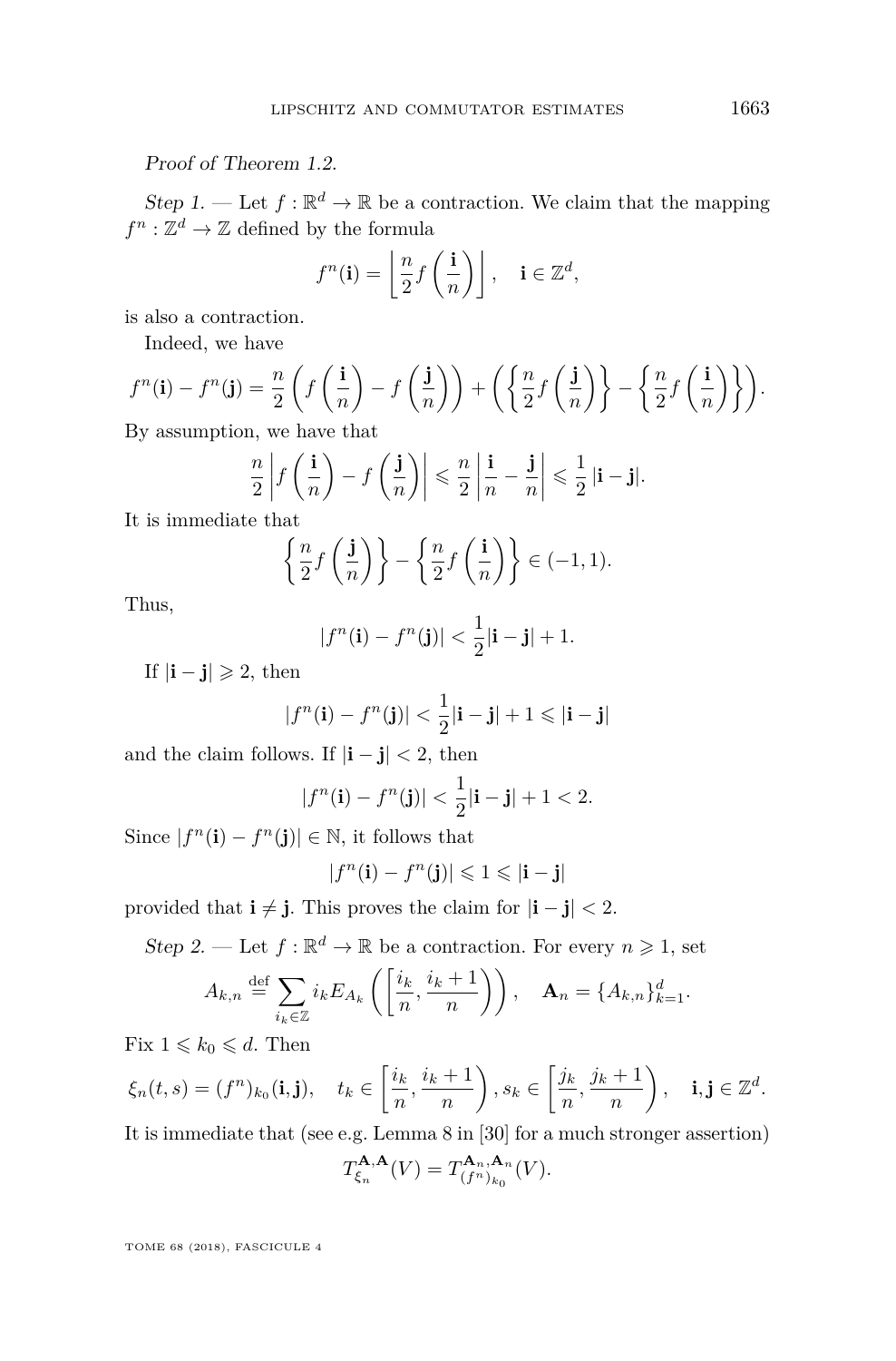*Proof of Theorem 1.2.*

*Step 1.* — Let $f : \mathbb{R}^d \to \mathbb{R}$ be a contraction. We claim that the mapping $f^n : \mathbb{Z}^d \to \mathbb{Z}$ defined by the formula

$$f^n(\mathbf{i}) = \left\lfloor \frac{n}{2} f\left(\frac{\mathbf{i}}{n}\right) \right\rfloor, \quad \mathbf{i} \in \mathbb{Z}^d,$$

is also a contraction.

Indeed, we have

$$f^n(\mathbf{i}) - f^n(\mathbf{j}) = \frac{n}{2}\left(f\left(\frac{\mathbf{i}}{n}\right) - f\left(\frac{\mathbf{j}}{n}\right)\right) + \left(\left\{\frac{n}{2} f\left(\frac{\mathbf{j}}{n}\right)\right\} - \left\{\frac{n}{2} f\left(\frac{\mathbf{i}}{n}\right)\right\}\right).$$

By assumption, we have that

$$\frac{n}{2}\left|f\left(\frac{\mathbf{i}}{n}\right) - f\left(\frac{\mathbf{j}}{n}\right)\right| \leqslant \frac{n}{2}\left|\frac{\mathbf{i}}{n} - \frac{\mathbf{j}}{n}\right| \leqslant \frac{1}{2}\,|\mathbf{i} - \mathbf{j}|.$$

It is immediate that

$$\left\{\frac{n}{2} f\left(\frac{\mathbf{j}}{n}\right)\right\} - \left\{\frac{n}{2} f\left(\frac{\mathbf{i}}{n}\right)\right\} \in (-1, 1).$$

Thus,

$$|f^n(\mathbf{i}) - f^n(\mathbf{j})| < \frac{1}{2}|\mathbf{i} - \mathbf{j}| + 1.$$

If $|\mathbf{i} - \mathbf{j}| \geqslant 2$, then

$$|f^n(\mathbf{i}) - f^n(\mathbf{j})| < \frac{1}{2}|\mathbf{i} - \mathbf{j}| + 1 \leqslant |\mathbf{i} - \mathbf{j}|$$

and the claim follows. If $|\mathbf{i} - \mathbf{j}| < 2$, then

$$|f^n(\mathbf{i}) - f^n(\mathbf{j})| < \frac{1}{2}|\mathbf{i} - \mathbf{j}| + 1 < 2.$$

Since $|f^n(\mathbf{i}) - f^n(\mathbf{j})| \in \mathbb{N}$, it follows that

$$|f^n(\mathbf{i}) - f^n(\mathbf{j})| \leqslant 1 \leqslant |\mathbf{i} - \mathbf{j}|$$

provided that $\mathbf{i} \neq \mathbf{j}$. This proves the claim for $|\mathbf{i} - \mathbf{j}| < 2$.

*Step 2.* — Let $f : \mathbb{R}^d \to \mathbb{R}$ be a contraction. For every $n \geqslant 1$, set

$$A_{k,n} \overset{\text{def}}{=} \sum_{i_k \in \mathbb{Z}} i_k E_{A_k}\left(\left[\frac{i_k}{n}, \frac{i_k + 1}{n}\right)\right), \quad \mathbf{A}_n = \{A_{k,n}\}_{k=1}^d.$$

Fix $1 \leqslant k_0 \leqslant d$. Then

$$\xi_n(t,s) = (f^n)_{k_0}(\mathbf{i}, \mathbf{j}), \quad t_k \in \left[\frac{i_k}{n}, \frac{i_k + 1}{n}\right), s_k \in \left[\frac{j_k}{n}, \frac{j_k + 1}{n}\right), \quad \mathbf{i}, \mathbf{j} \in \mathbb{Z}^d.$$

It is immediate that (see e.g. Lemma 8 in [30] for a much stronger assertion)

$$T^{\mathbf{A},\mathbf{A}}_{\xi_n}(V) = T^{\mathbf{A}_n,\mathbf{A}_n}_{(f^n)_{k_0}}(V).$$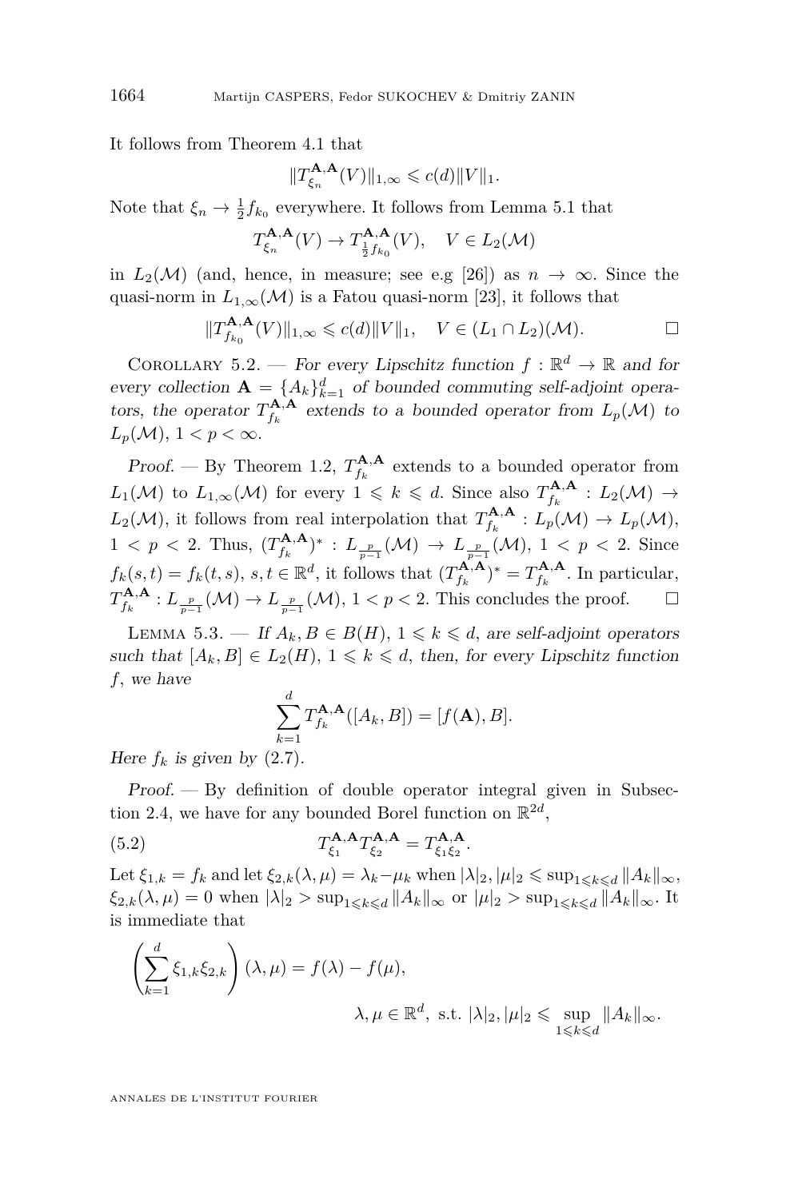It follows from Theorem 4.1 that

$$\|T^{\mathbf{A},\mathbf{A}}_{\xi_n}(V)\|_{1,\infty} \leqslant c(d)\|V\|_1.$$

Note that $\xi_n \to \frac{1}{2}f_{k_0}$ everywhere. It follows from Lemma 5.1 that

$$T^{\mathbf{A},\mathbf{A}}_{\xi_n}(V) \to T^{\mathbf{A},\mathbf{A}}_{\frac{1}{2}f_{k_0}}(V), \quad V \in L_2(\mathcal{M})$$

in $L_2(\mathcal{M})$ (and, hence, in measure; see e.g [26]) as $n \to \infty$. Since the quasi-norm in $L_{1,\infty}(\mathcal{M})$ is a Fatou quasi-norm [23], it follows that

$$\|T^{\mathbf{A},\mathbf{A}}_{f_{k_0}}(V)\|_{1,\infty} \leqslant c(d)\|V\|_1, \quad V \in (L_1 \cap L_2)(\mathcal{M}). \qquad \square$$

Corollary 5.2. — *For every Lipschitz function $f : \mathbb{R}^d \to \mathbb{R}$ and for every collection $\mathbf{A} = \{A_k\}_{k=1}^d$ of bounded commuting self-adjoint operators, the operator $T^{\mathbf{A},\mathbf{A}}_{f_k}$ extends to a bounded operator from $L_p(\mathcal{M})$ to $L_p(\mathcal{M})$, $1 < p < \infty$.*

*Proof.* — By Theorem 1.2, $T^{\mathbf{A},\mathbf{A}}_{f_k}$ extends to a bounded operator from $L_1(\mathcal{M})$ to $L_{1,\infty}(\mathcal{M})$ for every $1 \leqslant k \leqslant d$. Since also $T^{\mathbf{A},\mathbf{A}}_{f_k} : L_2(\mathcal{M}) \to L_2(\mathcal{M})$, it follows from real interpolation that $T^{\mathbf{A},\mathbf{A}}_{f_k} : L_p(\mathcal{M}) \to L_p(\mathcal{M})$, $1 < p < 2$. Thus, $(T^{\mathbf{A},\mathbf{A}}_{f_k})^* : L_{\frac{p}{p-1}}(\mathcal{M}) \to L_{\frac{p}{p-1}}(\mathcal{M})$, $1 < p < 2$. Since $f_k(s,t) = f_k(t,s)$, $s,t \in \mathbb{R}^d$, it follows that $(T^{\mathbf{A},\mathbf{A}}_{f_k})^* = T^{\mathbf{A},\mathbf{A}}_{f_k}$. In particular, $T^{\mathbf{A},\mathbf{A}}_{f_k} : L_{\frac{p}{p-1}}(\mathcal{M}) \to L_{\frac{p}{p-1}}(\mathcal{M})$, $1 < p < 2$. This concludes the proof. $\square$

Lemma 5.3. — *If $A_k, B \in B(H)$, $1 \leqslant k \leqslant d$, are self-adjoint operators such that $[A_k, B] \in L_2(H)$, $1 \leqslant k \leqslant d$, then, for every Lipschitz function $f$, we have*

$$\sum_{k=1}^d T^{\mathbf{A},\mathbf{A}}_{f_k}([A_k, B]) = [f(\mathbf{A}), B].$$

*Here $f_k$ is given by* (2.7).

*Proof.* — By definition of double operator integral given in Subsection 2.4, we have for any bounded Borel function on $\mathbb{R}^{2d}$,

$$T^{\mathbf{A},\mathbf{A}}_{\xi_1} T^{\mathbf{A},\mathbf{A}}_{\xi_2} = T^{\mathbf{A},\mathbf{A}}_{\xi_1\xi_2}. \tag{5.2}$$

Let $\xi_{1,k} = f_k$ and let $\xi_{2,k}(\lambda,\mu) = \lambda_k - \mu_k$ when $|\lambda|_2, |\mu|_2 \leqslant \sup_{1\leqslant k\leqslant d}\|A_k\|_\infty$, $\xi_{2,k}(\lambda,\mu) = 0$ when $|\lambda|_2 > \sup_{1\leqslant k\leqslant d}\|A_k\|_\infty$ or $|\mu|_2 > \sup_{1\leqslant k\leqslant d}\|A_k\|_\infty$. It is immediate that

$$\left(\sum_{k=1}^d \xi_{1,k}\xi_{2,k}\right)(\lambda,\mu) = f(\lambda) - f(\mu),$$
$$\lambda, \mu \in \mathbb{R}^d, \text{ s.t. } |\lambda|_2, |\mu|_2 \leqslant \sup_{1\leqslant k\leqslant d}\|A_k\|_\infty.$$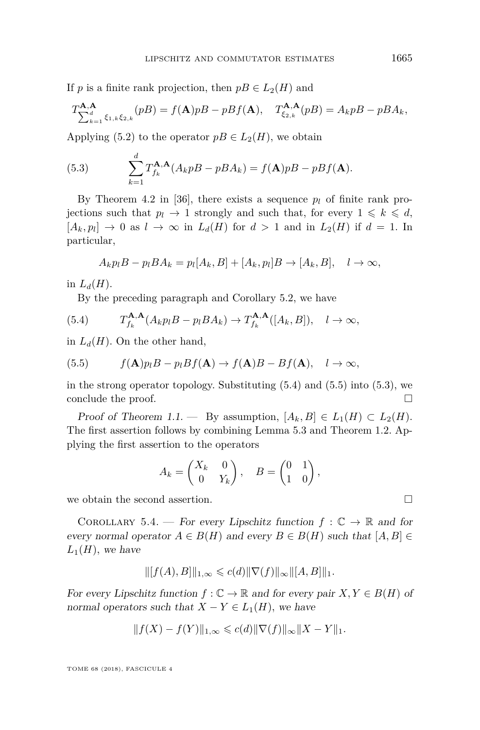If $p$ is a finite rank projection, then $pB \in L_2(H)$ and

$$T^{\mathbf{A},\mathbf{A}}_{\sum_{k=1}^{d}\xi_{1,k}\xi_{2,k}}(pB) = f(\mathbf{A})pB - pBf(\mathbf{A}), \quad T^{\mathbf{A},\mathbf{A}}_{\xi_{2,k}}(pB) = A_k pB - pBA_k,$$

Applying (5.2) to the operator $pB \in L_2(H)$, we obtain

$$\sum_{k=1}^{d} T^{\mathbf{A},\mathbf{A}}_{f_k}(A_k pB - pBA_k) = f(\mathbf{A})pB - pBf(\mathbf{A}). \tag{5.3}$$

By Theorem 4.2 in [36], there exists a sequence $p_l$ of finite rank projections such that $p_l \to 1$ strongly and such that, for every $1 \leqslant k \leqslant d$, $[A_k, p_l] \to 0$ as $l \to \infty$ in $L_d(H)$ for $d > 1$ and in $L_2(H)$ if $d = 1$. In particular,

$$A_k p_l B - p_l B A_k = p_l [A_k, B] + [A_k, p_l] B \to [A_k, B], \quad l \to \infty,$$

in $L_d(H)$.

By the preceding paragraph and Corollary 5.2, we have

$$T^{\mathbf{A},\mathbf{A}}_{f_k}(A_k p_l B - p_l B A_k) \to T^{\mathbf{A},\mathbf{A}}_{f_k}([A_k, B]), \quad l \to \infty, \tag{5.4}$$

in $L_d(H)$. On the other hand,

$$f(\mathbf{A}) p_l B - p_l B f(\mathbf{A}) \to f(\mathbf{A})B - Bf(\mathbf{A}), \quad l \to \infty, \tag{5.5}$$

in the strong operator topology. Substituting (5.4) and (5.5) into (5.3), we conclude the proof. □

*Proof of Theorem 1.1.* — By assumption, $[A_k, B] \in L_1(H) \subset L_2(H)$. The first assertion follows by combining Lemma 5.3 and Theorem 1.2. Applying the first assertion to the operators

$$A_k = \begin{pmatrix} X_k & 0 \\ 0 & Y_k \end{pmatrix}, \quad B = \begin{pmatrix} 0 & 1 \\ 1 & 0 \end{pmatrix},$$

we obtain the second assertion. □

Corollary 5.4. — *For every Lipschitz function $f : \mathbb{C} \to \mathbb{R}$ and for every normal operator $A \in B(H)$ and every $B \in B(H)$ such that $[A, B] \in L_1(H)$, we have*

$$\|[f(A), B]\|_{1,\infty} \leqslant c(d) \|\nabla(f)\|_\infty \|[A, B]\|_1.$$

*For every Lipschitz function $f : \mathbb{C} \to \mathbb{R}$ and for every pair $X, Y \in B(H)$ of normal operators such that $X - Y \in L_1(H)$, we have*

$$\|f(X) - f(Y)\|_{1,\infty} \leqslant c(d) \|\nabla(f)\|_\infty \|X - Y\|_1.$$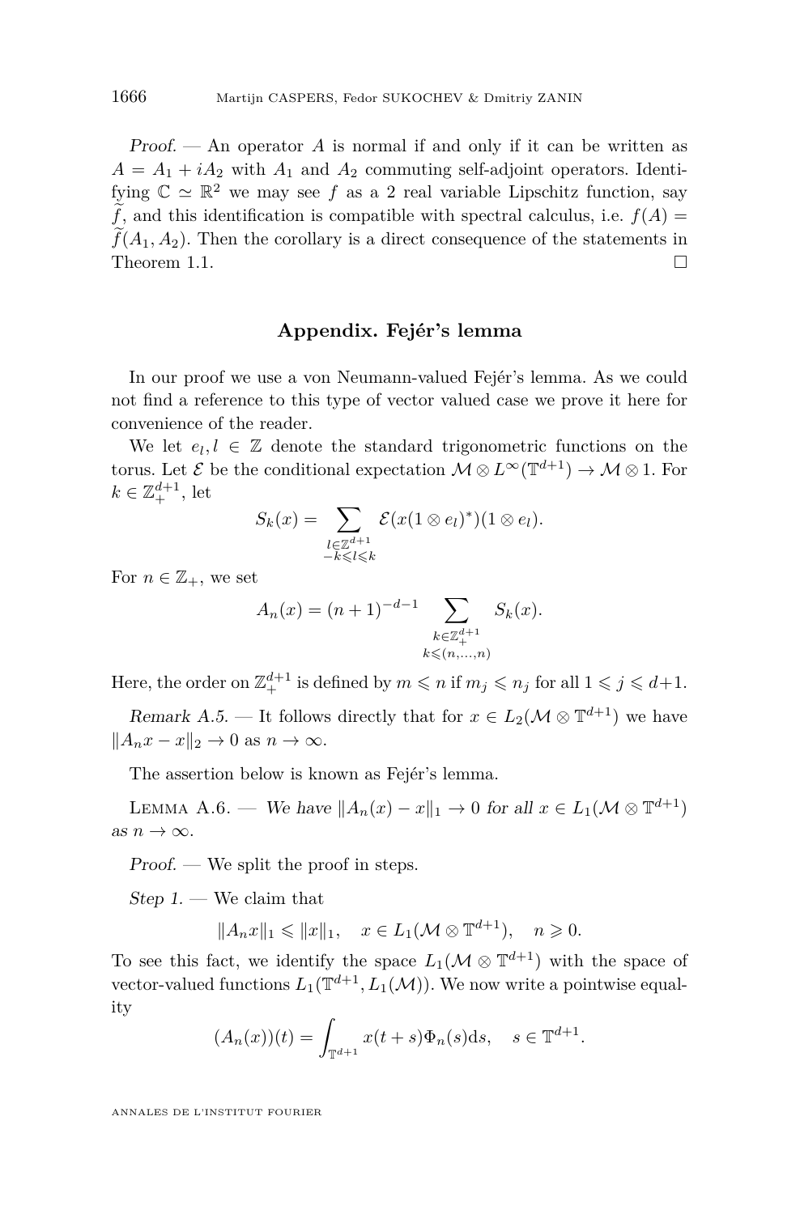*Proof.* — An operator $A$ is normal if and only if it can be written as $A = A_1 + iA_2$ with $A_1$ and $A_2$ commuting self-adjoint operators. Identifying $\mathbb{C} \simeq \mathbb{R}^2$ we may see $f$ as a 2 real variable Lipschitz function, say $\widetilde{f}$, and this identification is compatible with spectral calculus, i.e. $f(A) = \widetilde{f}(A_1, A_2)$. Then the corollary is a direct consequence of the statements in Theorem 1.1. □

## Appendix. Fejér's lemma

In our proof we use a von Neumann-valued Fejér's lemma. As we could not find a reference to this type of vector valued case we prove it here for convenience of the reader.

We let $e_l, l \in \mathbb{Z}$ denote the standard trigonometric functions on the torus. Let $\mathcal{E}$ be the conditional expectation $\mathcal{M} \otimes L^\infty(\mathbb{T}^{d+1}) \to \mathcal{M} \otimes 1$. For $k \in \mathbb{Z}_+^{d+1}$, let

$$S_k(x) = \sum_{\substack{l \in \mathbb{Z}^{d+1} \\ -k \leqslant l \leqslant k}} \mathcal{E}(x(1 \otimes e_l)^*)(1 \otimes e_l).$$

For $n \in \mathbb{Z}_+$, we set

$$A_n(x) = (n+1)^{-d-1} \sum_{\substack{k \in \mathbb{Z}_+^{d+1} \\ k \leqslant (n,\ldots,n)}} S_k(x).$$

Here, the order on $\mathbb{Z}_+^{d+1}$ is defined by $m \leqslant n$ if $m_j \leqslant n_j$ for all $1 \leqslant j \leqslant d+1$.

*Remark A.5.* — It follows directly that for $x \in L_2(\mathcal{M} \otimes \mathbb{T}^{d+1})$ we have $\|A_n x - x\|_2 \to 0$ as $n \to \infty$.

The assertion below is known as Fejér's lemma.

Lemma A.6. — *We have $\|A_n(x) - x\|_1 \to 0$ for all $x \in L_1(\mathcal{M} \otimes \mathbb{T}^{d+1})$ as $n \to \infty$.*

*Proof.* — We split the proof in steps.

*Step 1.* — We claim that

$$\|A_n x\|_1 \leqslant \|x\|_1, \quad x \in L_1(\mathcal{M} \otimes \mathbb{T}^{d+1}), \quad n \geqslant 0.$$

To see this fact, we identify the space $L_1(\mathcal{M} \otimes \mathbb{T}^{d+1})$ with the space of vector-valued functions $L_1(\mathbb{T}^{d+1}, L_1(\mathcal{M}))$. We now write a pointwise equality

$$(A_n(x))(t) = \int_{\mathbb{T}^{d+1}} x(t+s)\Phi_n(s)\mathrm{d}s, \quad s \in \mathbb{T}^{d+1}.$$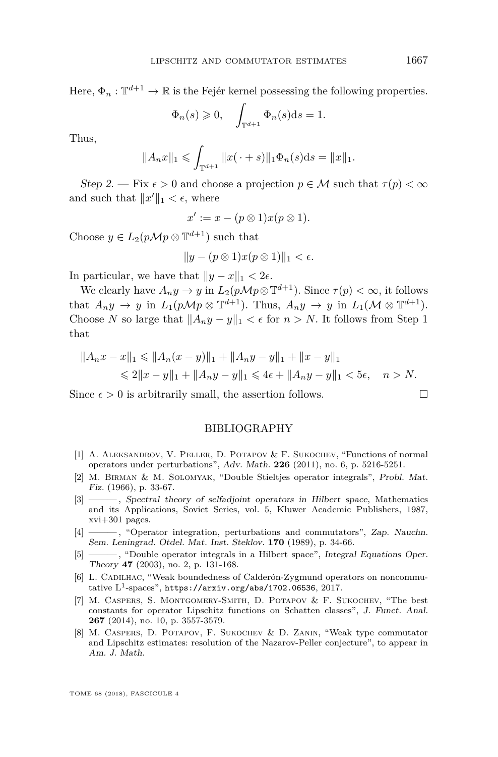Here, $\Phi_n : \mathbb{T}^{d+1} \to \mathbb{R}$ is the Fejér kernel possessing the following properties.

$$\Phi_n(s) \geqslant 0, \quad \int_{\mathbb{T}^{d+1}} \Phi_n(s)\mathrm{d}s = 1.$$

Thus,

$$\|A_n x\|_1 \leqslant \int_{\mathbb{T}^{d+1}} \|x(\,\cdot + s)\|_1 \Phi_n(s)\mathrm{d}s = \|x\|_1.$$

*Step 2.* — Fix $\epsilon > 0$ and choose a projection $p \in \mathcal{M}$ such that $\tau(p) < \infty$ and such that $\|x'\|_1 < \epsilon$, where

$$x' := x - (p \otimes 1)x(p \otimes 1).$$

Choose $y \in L_2(p\mathcal{M}p \otimes \mathbb{T}^{d+1})$ such that

$$\|y - (p \otimes 1)x(p \otimes 1)\|_1 < \epsilon.$$

In particular, we have that $\|y - x\|_1 < 2\epsilon$.

We clearly have $A_n y \to y$ in $L_2(p\mathcal{M}p \otimes \mathbb{T}^{d+1})$. Since $\tau(p) < \infty$, it follows that $A_n y \to y$ in $L_1(p\mathcal{M}p \otimes \mathbb{T}^{d+1})$. Thus, $A_n y \to y$ in $L_1(\mathcal{M} \otimes \mathbb{T}^{d+1})$. Choose $N$ so large that $\|A_n y - y\|_1 < \epsilon$ for $n > N$. It follows from Step 1 that

$$\begin{aligned}\|A_n x - x\|_1 &\leqslant \|A_n(x-y)\|_1 + \|A_n y - y\|_1 + \|x - y\|_1 \\ &\leqslant 2\|x-y\|_1 + \|A_n y - y\|_1 \leqslant 4\epsilon + \|A_n y - y\|_1 < 5\epsilon, \quad n > N.\end{aligned}$$

Since $\epsilon > 0$ is arbitrarily small, the assertion follows. □

## BIBLIOGRAPHY

[1] A. Aleksandrov, V. Peller, D. Potapov & F. Sukochev, "Functions of normal operators under perturbations", *Adv. Math.* **226** (2011), no. 6, p. 5216-5251.

[2] M. Birman & M. Solomyak, "Double Stieltjes operator integrals", *Probl. Mat. Fiz.* (1966), p. 33-67.

[3] ———, *Spectral theory of selfadjoint operators in Hilbert space*, Mathematics and its Applications, Soviet Series, vol. 5, Kluwer Academic Publishers, 1987, xvi+301 pages.

[4] ———, "Operator integration, perturbations and commutators", *Zap. Nauchn. Sem. Leningrad. Otdel. Mat. Inst. Steklov.* **170** (1989), p. 34-66.

[5] ———, "Double operator integrals in a Hilbert space", *Integral Equations Oper. Theory* **47** (2003), no. 2, p. 131-168.

[6] L. Cadilhac, "Weak boundedness of Calderón-Zygmund operators on noncommutative $L^1$-spaces", https://arxiv.org/abs/1702.06536, 2017.

[7] M. Caspers, S. Montgomery-Smith, D. Potapov & F. Sukochev, "The best constants for operator Lipschitz functions on Schatten classes", *J. Funct. Anal.* **267** (2014), no. 10, p. 3557-3579.

[8] M. Caspers, D. Potapov, F. Sukochev & D. Zanin, "Weak type commutator and Lipschitz estimates: resolution of the Nazarov-Peller conjecture", to appear in *Am. J. Math.*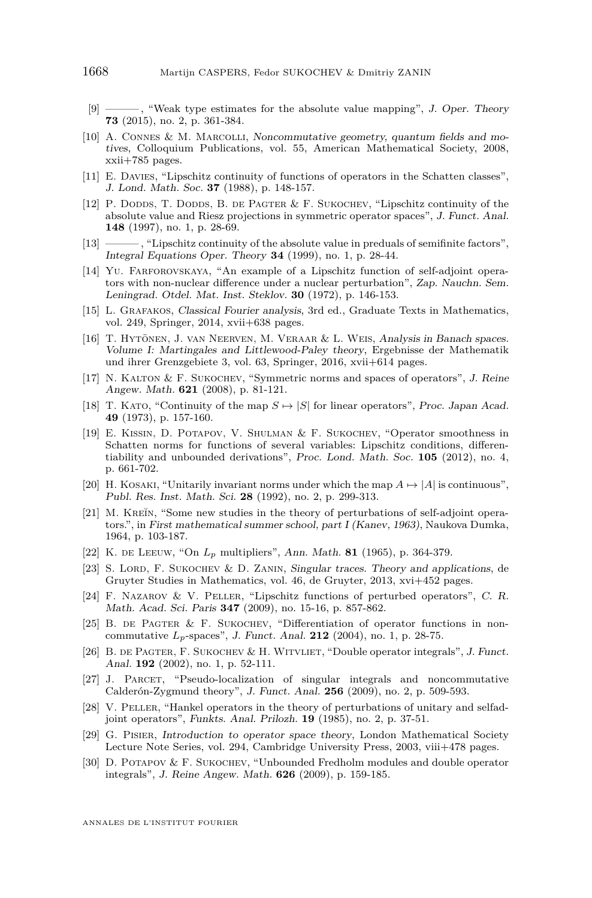[9] ———, "Weak type estimates for the absolute value mapping", *J. Oper. Theory* **73** (2015), no. 2, p. 361-384.

[10] A. Connes & M. Marcolli, *Noncommutative geometry, quantum fields and motives*, Colloquium Publications, vol. 55, American Mathematical Society, 2008, xxii+785 pages.

[11] E. Davies, "Lipschitz continuity of functions of operators in the Schatten classes", *J. Lond. Math. Soc.* **37** (1988), p. 148-157.

[12] P. Dodds, T. Dodds, B. de Pagter & F. Sukochev, "Lipschitz continuity of the absolute value and Riesz projections in symmetric operator spaces", *J. Funct. Anal.* **148** (1997), no. 1, p. 28-69.

[13] ———, "Lipschitz continuity of the absolute value in preduals of semifinite factors", *Integral Equations Oper. Theory* **34** (1999), no. 1, p. 28-44.

[14] Yu. Farforovskaya, "An example of a Lipschitz function of self-adjoint operators with non-nuclear difference under a nuclear perturbation", *Zap. Nauchn. Sem. Leningrad. Otdel. Mat. Inst. Steklov.* **30** (1972), p. 146-153.

[15] L. Grafakos, *Classical Fourier analysis*, 3rd ed., Graduate Texts in Mathematics, vol. 249, Springer, 2014, xvii+638 pages.

[16] T. Hytönen, J. van Neerven, M. Veraar & L. Weis, *Analysis in Banach spaces. Volume I: Martingales and Littlewood-Paley theory*, Ergebnisse der Mathematik und ihrer Grenzgebiete 3, vol. 63, Springer, 2016, xvii+614 pages.

[17] N. Kalton & F. Sukochev, "Symmetric norms and spaces of operators", *J. Reine Angew. Math.* **621** (2008), p. 81-121.

[18] T. Kato, "Continuity of the map $S \mapsto |S|$ for linear operators", *Proc. Japan Acad.* **49** (1973), p. 157-160.

[19] E. Kissin, D. Potapov, V. Shulman & F. Sukochev, "Operator smoothness in Schatten norms for functions of several variables: Lipschitz conditions, differentiability and unbounded derivations", *Proc. Lond. Math. Soc.* **105** (2012), no. 4, p. 661-702.

[20] H. Kosaki, "Unitarily invariant norms under which the map $A \mapsto |A|$ is continuous", *Publ. Res. Inst. Math. Sci.* **28** (1992), no. 2, p. 299-313.

[21] M. Kreĭn, "Some new studies in the theory of perturbations of self-adjoint operators.", in *First mathematical summer school, part I (Kanev, 1963)*, Naukova Dumka, 1964, p. 103-187.

[22] K. de Leeuw, "On $L_p$ multipliers", *Ann. Math.* **81** (1965), p. 364-379.

[23] S. Lord, F. Sukochev & D. Zanin, *Singular traces. Theory and applications*, de Gruyter Studies in Mathematics, vol. 46, de Gruyter, 2013, xvi+452 pages.

[24] F. Nazarov & V. Peller, "Lipschitz functions of perturbed operators", *C. R. Math. Acad. Sci. Paris* **347** (2009), no. 15-16, p. 857-862.

[25] B. de Pagter & F. Sukochev, "Differentiation of operator functions in noncommutative $L_p$-spaces", *J. Funct. Anal.* **212** (2004), no. 1, p. 28-75.

[26] B. de Pagter, F. Sukochev & H. Witvliet, "Double operator integrals", *J. Funct. Anal.* **192** (2002), no. 1, p. 52-111.

[27] J. Parcet, "Pseudo-localization of singular integrals and noncommutative Calderón-Zygmund theory", *J. Funct. Anal.* **256** (2009), no. 2, p. 509-593.

[28] V. Peller, "Hankel operators in the theory of perturbations of unitary and selfadjoint operators", *Funkts. Anal. Prilozh.* **19** (1985), no. 2, p. 37-51.

[29] G. Pisier, *Introduction to operator space theory*, London Mathematical Society Lecture Note Series, vol. 294, Cambridge University Press, 2003, viii+478 pages.

[30] D. Potapov & F. Sukochev, "Unbounded Fredholm modules and double operator integrals", *J. Reine Angew. Math.* **626** (2009), p. 159-185.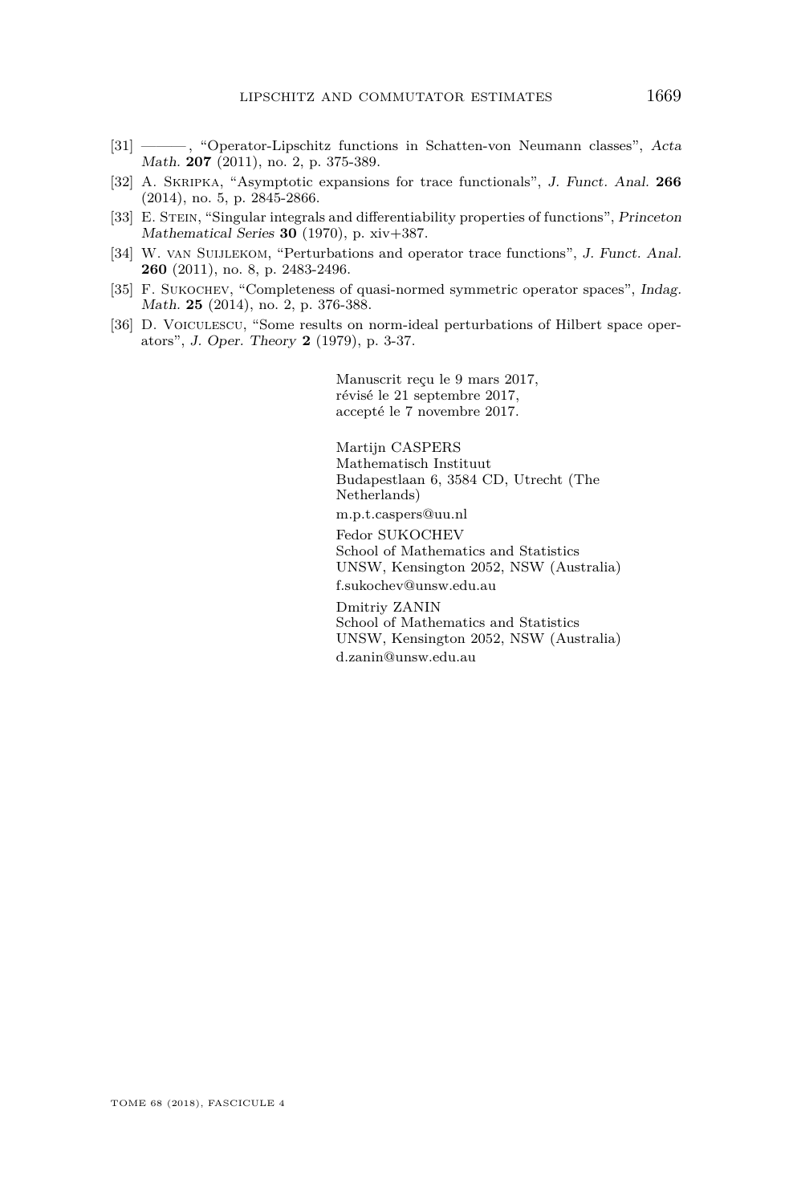[31] ———, "Operator-Lipschitz functions in Schatten-von Neumann classes", *Acta Math.* **207** (2011), no. 2, p. 375-389.

[32] A. Skripka, "Asymptotic expansions for trace functionals", *J. Funct. Anal.* **266** (2014), no. 5, p. 2845-2866.

[33] E. Stein, "Singular integrals and differentiability properties of functions", *Princeton Mathematical Series* **30** (1970), p. xiv+387.

[34] W. van Suijlekom, "Perturbations and operator trace functions", *J. Funct. Anal.* **260** (2011), no. 8, p. 2483-2496.

[35] F. Sukochev, "Completeness of quasi-normed symmetric operator spaces", *Indag. Math.* **25** (2014), no. 2, p. 376-388.

[36] D. Voiculescu, "Some results on norm-ideal perturbations of Hilbert space operators", *J. Oper. Theory* **2** (1979), p. 3-37.

Manuscrit reçu le 9 mars 2017,
révisé le 21 septembre 2017,
accepté le 7 novembre 2017.

Martijn CASPERS
Mathematisch Instituut
Budapestlaan 6, 3584 CD, Utrecht (The Netherlands)
m.p.t.caspers@uu.nl

Fedor SUKOCHEV
School of Mathematics and Statistics
UNSW, Kensington 2052, NSW (Australia)
f.sukochev@unsw.edu.au

Dmitriy ZANIN
School of Mathematics and Statistics
UNSW, Kensington 2052, NSW (Australia)
d.zanin@unsw.edu.au